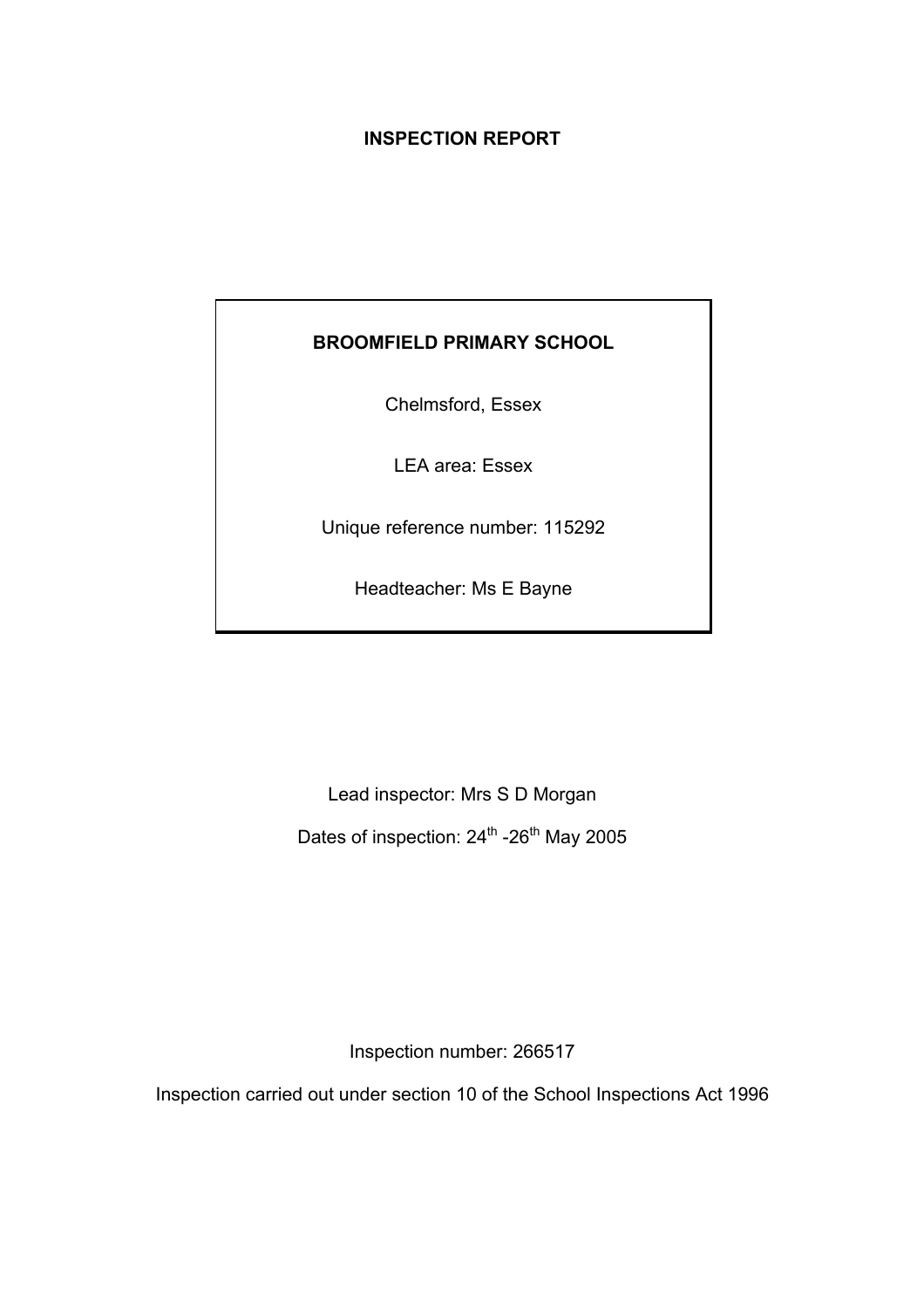# INSPECTION REPORT

**BROOMFIELD PRIMARY SCHOOL**

Chelmsford, Essex

LEA area: Essex

Unique reference number: 115292

Headteacher: Ms E Bayne

Lead inspector: Mrs S D Morgan

Dates of inspection: 24th -26th May 2005

Inspection number: 266517

Inspection carried out under section 10 of the School Inspections Act 1996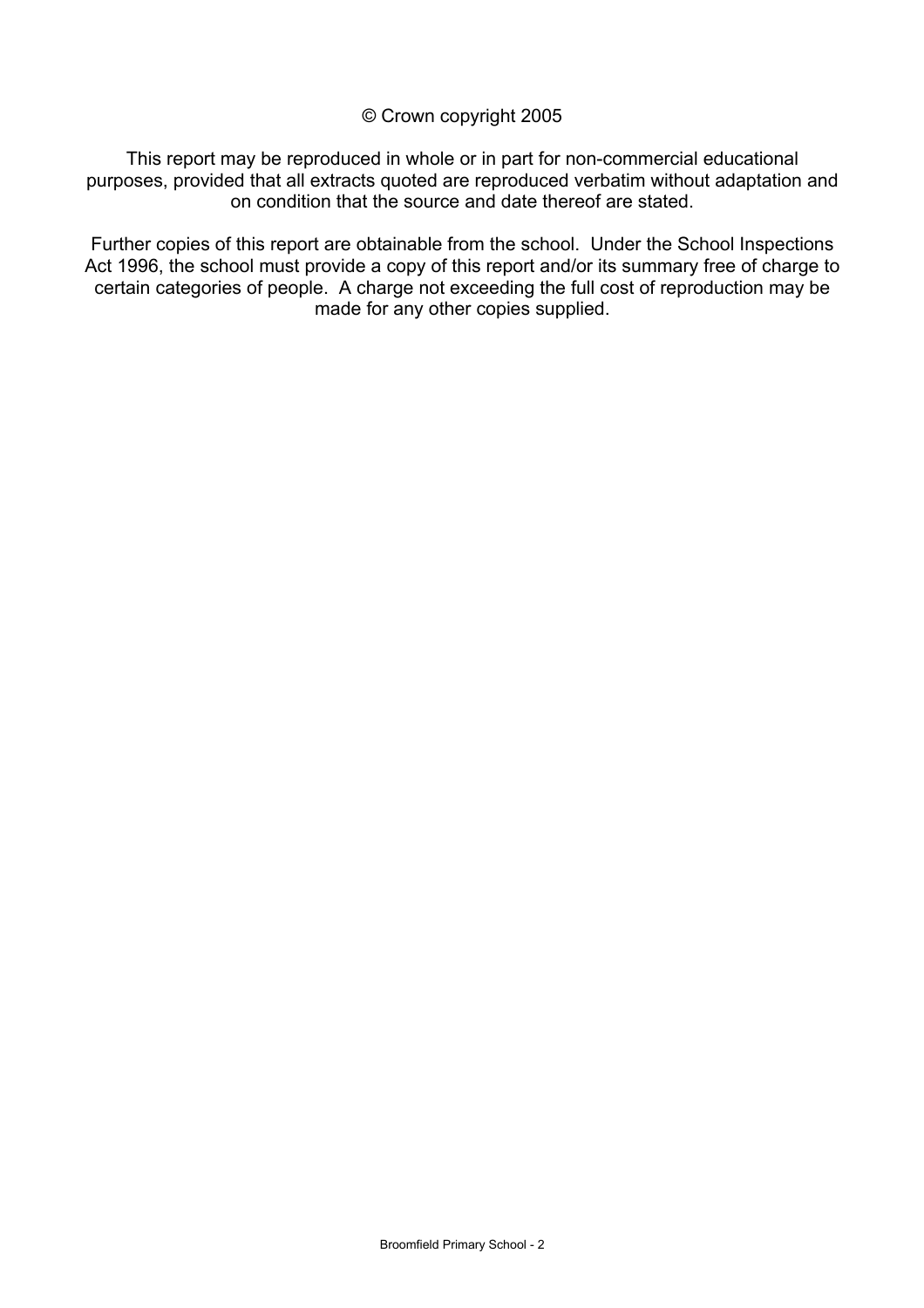© Crown copyright 2005

This report may be reproduced in whole or in part for non-commercial educational purposes, provided that all extracts quoted are reproduced verbatim without adaptation and on condition that the source and date thereof are stated.

Further copies of this report are obtainable from the school. Under the School Inspections Act 1996, the school must provide a copy of this report and/or its summary free of charge to certain categories of people. A charge not exceeding the full cost of reproduction may be made for any other copies supplied.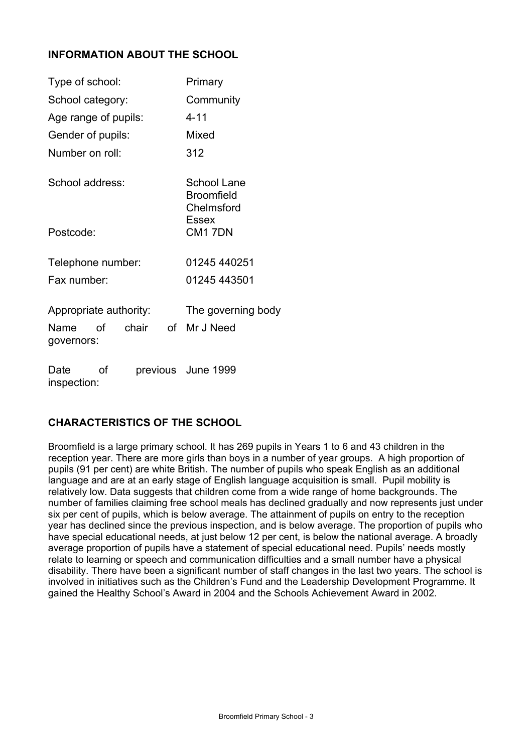## INFORMATION ABOUT THE SCHOOL

| | |
|---|---|
| Type of school: | Primary |
| School category: | Community |
| Age range of pupils: | 4-11 |
| Gender of pupils: | Mixed |
| Number on roll: | 312 |
| School address: | School Lane<br>Broomfield<br>Chelmsford<br>Essex |
| Postcode: | CM1 7DN |
| Telephone number: | 01245 440251 |
| Fax number: | 01245 443501 |
| Appropriate authority: | The governing body |
| Name of chair of governors: | Mr J Need |
| Date of previous inspection: | June 1999 |

## CHARACTERISTICS OF THE SCHOOL

Broomfield is a large primary school. It has 269 pupils in Years 1 to 6 and 43 children in the reception year. There are more girls than boys in a number of year groups. A high proportion of pupils (91 per cent) are white British. The number of pupils who speak English as an additional language and are at an early stage of English language acquisition is small. Pupil mobility is relatively low. Data suggests that children come from a wide range of home backgrounds. The number of families claiming free school meals has declined gradually and now represents just under six per cent of pupils, which is below average. The attainment of pupils on entry to the reception year has declined since the previous inspection, and is below average. The proportion of pupils who have special educational needs, at just below 12 per cent, is below the national average. A broadly average proportion of pupils have a statement of special educational need. Pupils' needs mostly relate to learning or speech and communication difficulties and a small number have a physical disability. There have been a significant number of staff changes in the last two years. The school is involved in initiatives such as the Children's Fund and the Leadership Development Programme. It gained the Healthy School's Award in 2004 and the Schools Achievement Award in 2002.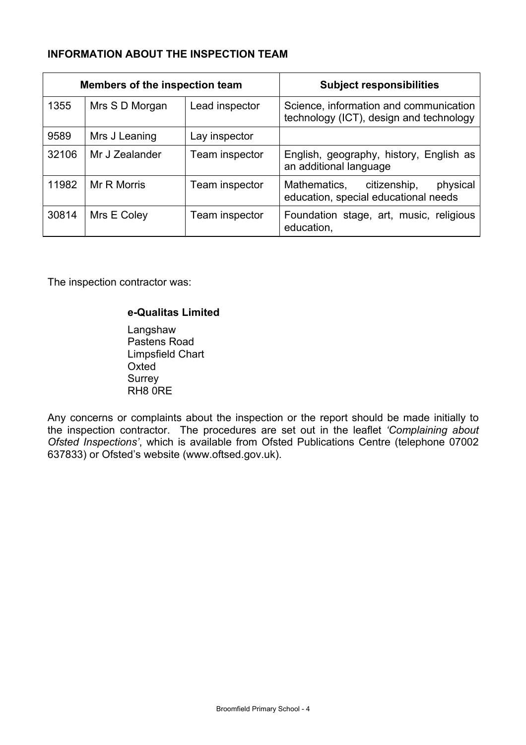## INFORMATION ABOUT THE INSPECTION TEAM

| Members of the inspection team | | | Subject responsibilities |
|---|---|---|---|
| 1355 | Mrs S D Morgan | Lead inspector | Science, information and communication technology (ICT), design and technology |
| 9589 | Mrs J Leaning | Lay inspector | |
| 32106 | Mr J Zealander | Team inspector | English, geography, history, English as an additional language |
| 11982 | Mr R Morris | Team inspector | Mathematics, citizenship, physical education, special educational needs |
| 30814 | Mrs E Coley | Team inspector | Foundation stage, art, music, religious education, |

The inspection contractor was:

**e-Qualitas Limited**

Langshaw
Pastens Road
Limpsfield Chart
Oxted
Surrey
RH8 0RE

Any concerns or complaints about the inspection or the report should be made initially to the inspection contractor. The procedures are set out in the leaflet *'Complaining about Ofsted Inspections'*, which is available from Ofsted Publications Centre (telephone 07002 637833) or Ofsted's website (www.oftsed.gov.uk).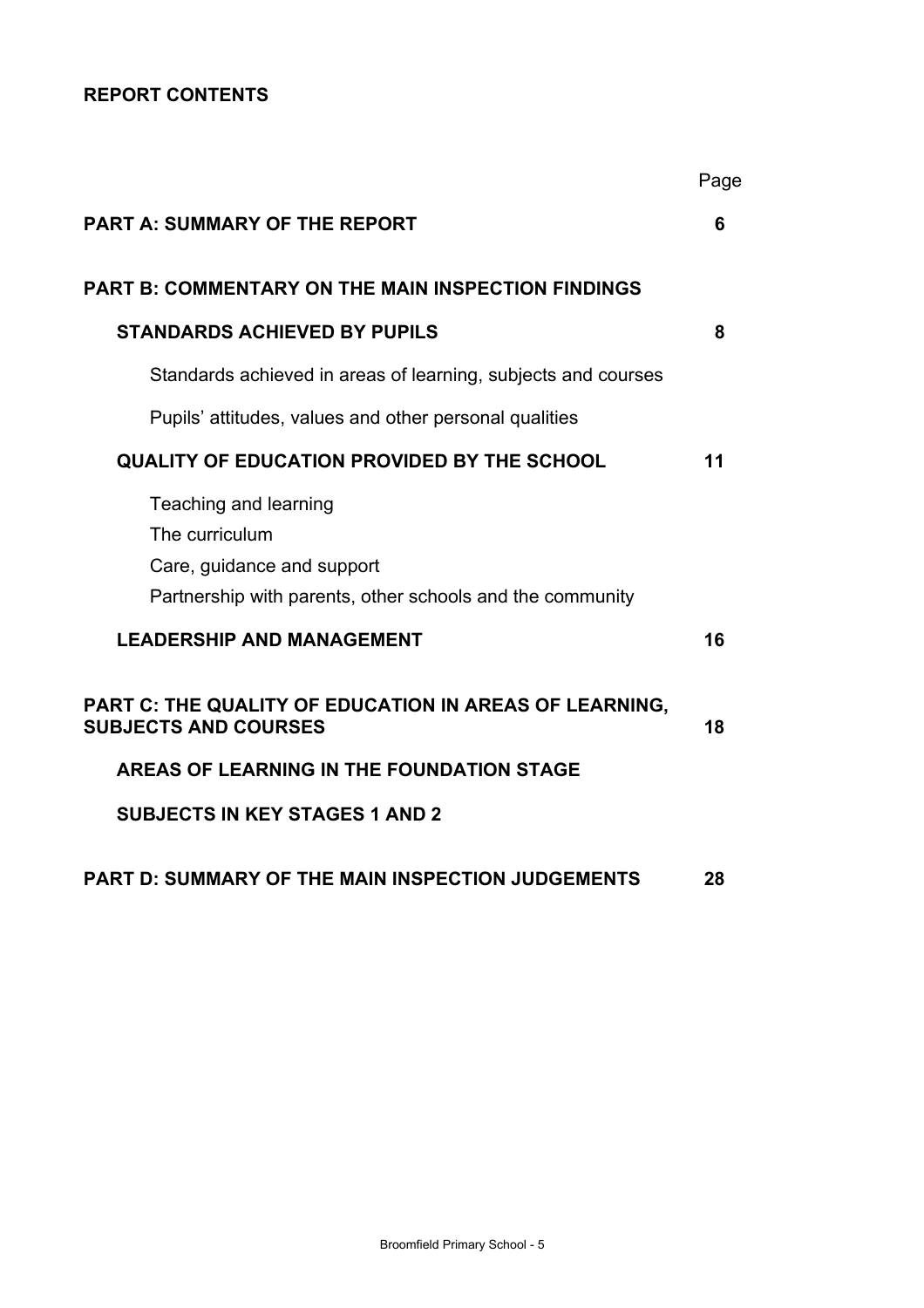**REPORT CONTENTS**

| | Page |
|---|---|
| **PART A: SUMMARY OF THE REPORT** | **6** |
| **PART B: COMMENTARY ON THE MAIN INSPECTION FINDINGS** | |
| **STANDARDS ACHIEVED BY PUPILS** | **8** |
| Standards achieved in areas of learning, subjects and courses | |
| Pupils' attitudes, values and other personal qualities | |
| **QUALITY OF EDUCATION PROVIDED BY THE SCHOOL** | **11** |
| Teaching and learning | |
| The curriculum | |
| Care, guidance and support | |
| Partnership with parents, other schools and the community | |
| **LEADERSHIP AND MANAGEMENT** | **16** |
| **PART C: THE QUALITY OF EDUCATION IN AREAS OF LEARNING, SUBJECTS AND COURSES** | **18** |
| **AREAS OF LEARNING IN THE FOUNDATION STAGE** | |
| **SUBJECTS IN KEY STAGES 1 AND 2** | |
| **PART D: SUMMARY OF THE MAIN INSPECTION JUDGEMENTS** | **28** |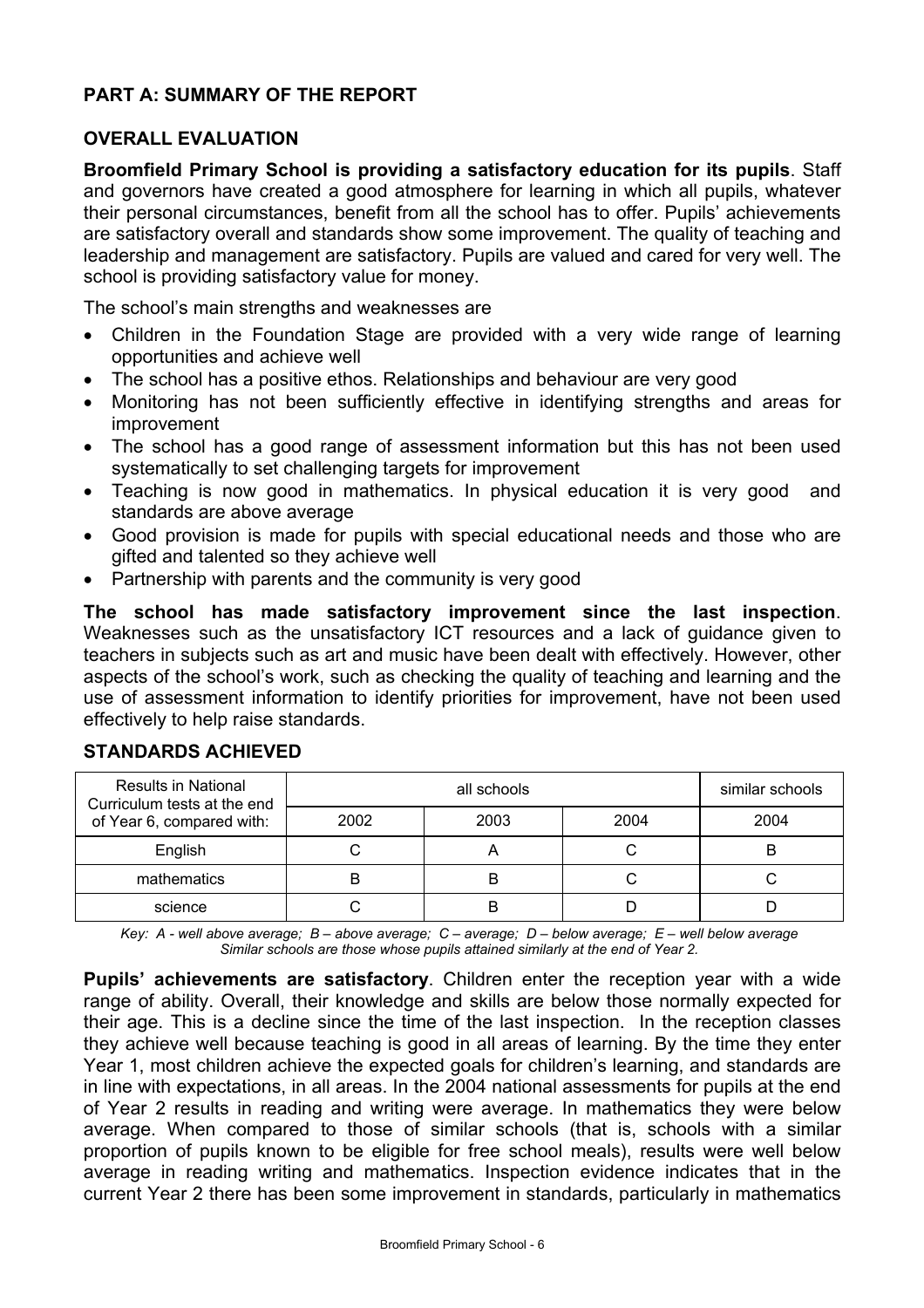## PART A: SUMMARY OF THE REPORT

### OVERALL EVALUATION

**Broomfield Primary School is providing a satisfactory education for its pupils**. Staff and governors have created a good atmosphere for learning in which all pupils, whatever their personal circumstances, benefit from all the school has to offer. Pupils' achievements are satisfactory overall and standards show some improvement. The quality of teaching and leadership and management are satisfactory. Pupils are valued and cared for very well. The school is providing satisfactory value for money.

The school's main strengths and weaknesses are

- Children in the Foundation Stage are provided with a very wide range of learning opportunities and achieve well
- The school has a positive ethos. Relationships and behaviour are very good
- Monitoring has not been sufficiently effective in identifying strengths and areas for improvement
- The school has a good range of assessment information but this has not been used systematically to set challenging targets for improvement
- Teaching is now good in mathematics. In physical education it is very good and standards are above average
- Good provision is made for pupils with special educational needs and those who are gifted and talented so they achieve well
- Partnership with parents and the community is very good

**The school has made satisfactory improvement since the last inspection**. Weaknesses such as the unsatisfactory ICT resources and a lack of guidance given to teachers in subjects such as art and music have been dealt with effectively. However, other aspects of the school's work, such as checking the quality of teaching and learning and the use of assessment information to identify priorities for improvement, have not been used effectively to help raise standards.

### STANDARDS ACHIEVED

| Results in National Curriculum tests at the end of Year 6, compared with: | all schools | | | similar schools |
|---|---|---|---|---|
| | 2002 | 2003 | 2004 | 2004 |
| English | C | A | C | B |
| mathematics | B | B | C | C |
| science | C | B | D | D |

*Key: A - well above average; B – above average; C – average; D – below average; E – well below average*
*Similar schools are those whose pupils attained similarly at the end of Year 2.*

**Pupils' achievements are satisfactory**. Children enter the reception year with a wide range of ability. Overall, their knowledge and skills are below those normally expected for their age. This is a decline since the time of the last inspection. In the reception classes they achieve well because teaching is good in all areas of learning. By the time they enter Year 1, most children achieve the expected goals for children's learning, and standards are in line with expectations, in all areas. In the 2004 national assessments for pupils at the end of Year 2 results in reading and writing were average. In mathematics they were below average. When compared to those of similar schools (that is, schools with a similar proportion of pupils known to be eligible for free school meals), results were well below average in reading writing and mathematics. Inspection evidence indicates that in the current Year 2 there has been some improvement in standards, particularly in mathematics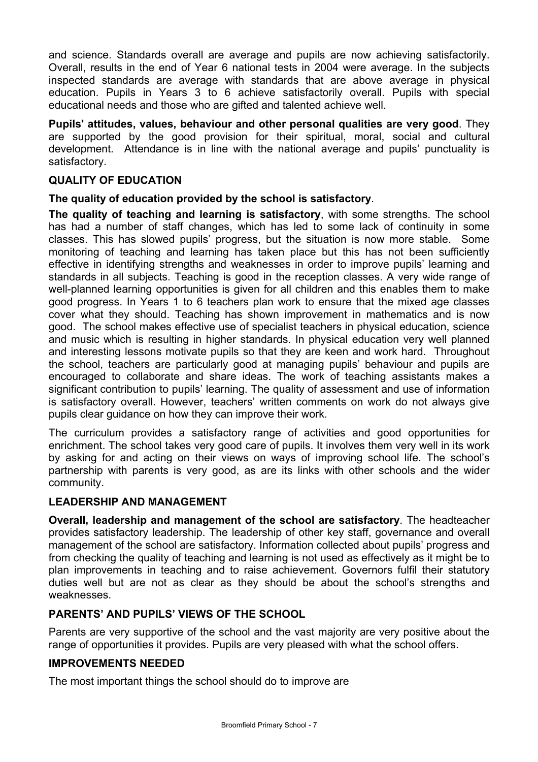and science. Standards overall are average and pupils are now achieving satisfactorily. Overall, results in the end of Year 6 national tests in 2004 were average. In the subjects inspected standards are average with standards that are above average in physical education. Pupils in Years 3 to 6 achieve satisfactorily overall. Pupils with special educational needs and those who are gifted and talented achieve well.

**Pupils' attitudes, values, behaviour and other personal qualities are very good**. They are supported by the good provision for their spiritual, moral, social and cultural development. Attendance is in line with the national average and pupils' punctuality is satisfactory.

## QUALITY OF EDUCATION

**The quality of education provided by the school is satisfactory**.

**The quality of teaching and learning is satisfactory**, with some strengths. The school has had a number of staff changes, which has led to some lack of continuity in some classes. This has slowed pupils' progress, but the situation is now more stable. Some monitoring of teaching and learning has taken place but this has not been sufficiently effective in identifying strengths and weaknesses in order to improve pupils' learning and standards in all subjects. Teaching is good in the reception classes. A very wide range of well-planned learning opportunities is given for all children and this enables them to make good progress. In Years 1 to 6 teachers plan work to ensure that the mixed age classes cover what they should. Teaching has shown improvement in mathematics and is now good. The school makes effective use of specialist teachers in physical education, science and music which is resulting in higher standards. In physical education very well planned and interesting lessons motivate pupils so that they are keen and work hard. Throughout the school, teachers are particularly good at managing pupils' behaviour and pupils are encouraged to collaborate and share ideas. The work of teaching assistants makes a significant contribution to pupils' learning. The quality of assessment and use of information is satisfactory overall. However, teachers' written comments on work do not always give pupils clear guidance on how they can improve their work.

The curriculum provides a satisfactory range of activities and good opportunities for enrichment. The school takes very good care of pupils. It involves them very well in its work by asking for and acting on their views on ways of improving school life. The school's partnership with parents is very good, as are its links with other schools and the wider community.

## LEADERSHIP AND MANAGEMENT

**Overall, leadership and management of the school are satisfactory**. The headteacher provides satisfactory leadership. The leadership of other key staff, governance and overall management of the school are satisfactory. Information collected about pupils' progress and from checking the quality of teaching and learning is not used as effectively as it might be to plan improvements in teaching and to raise achievement. Governors fulfil their statutory duties well but are not as clear as they should be about the school's strengths and weaknesses.

## PARENTS' AND PUPILS' VIEWS OF THE SCHOOL

Parents are very supportive of the school and the vast majority are very positive about the range of opportunities it provides. Pupils are very pleased with what the school offers.

## IMPROVEMENTS NEEDED

The most important things the school should do to improve are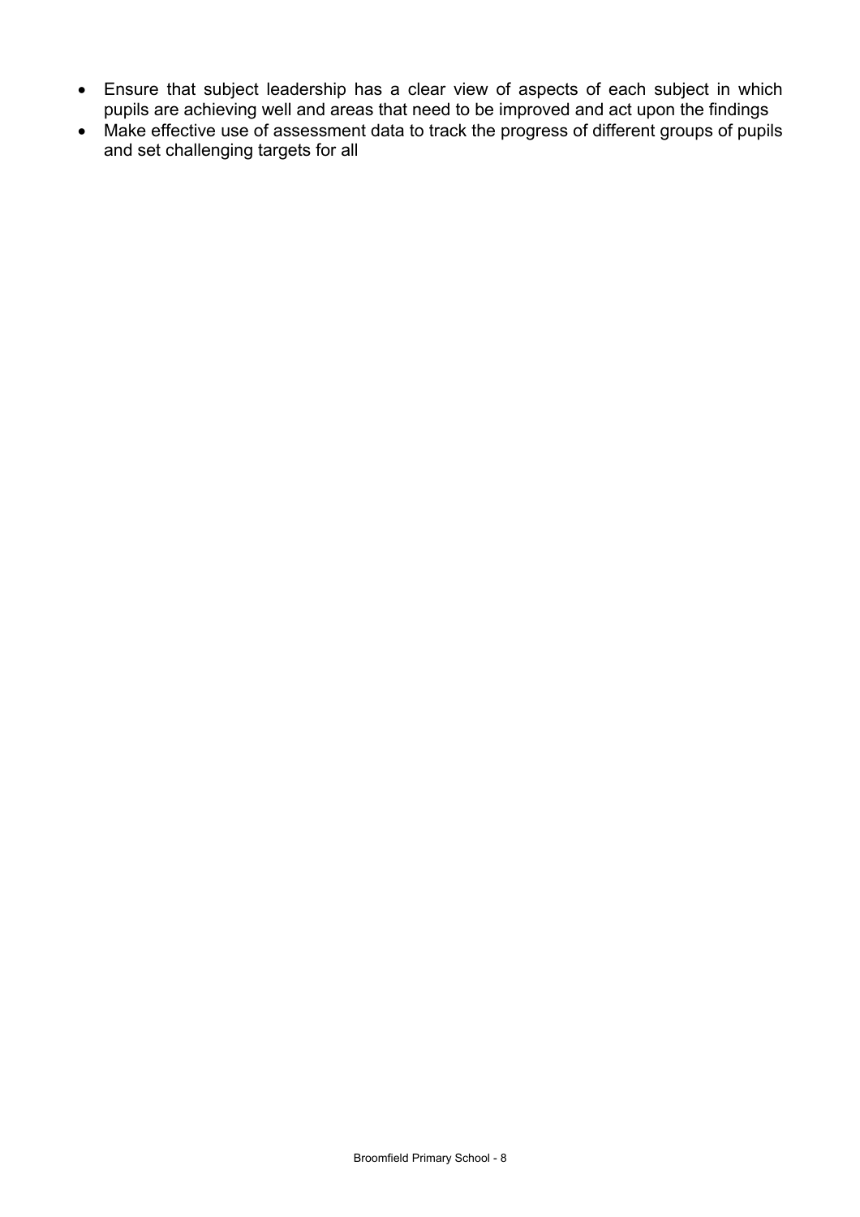- Ensure that subject leadership has a clear view of aspects of each subject in which pupils are achieving well and areas that need to be improved and act upon the findings
- Make effective use of assessment data to track the progress of different groups of pupils and set challenging targets for all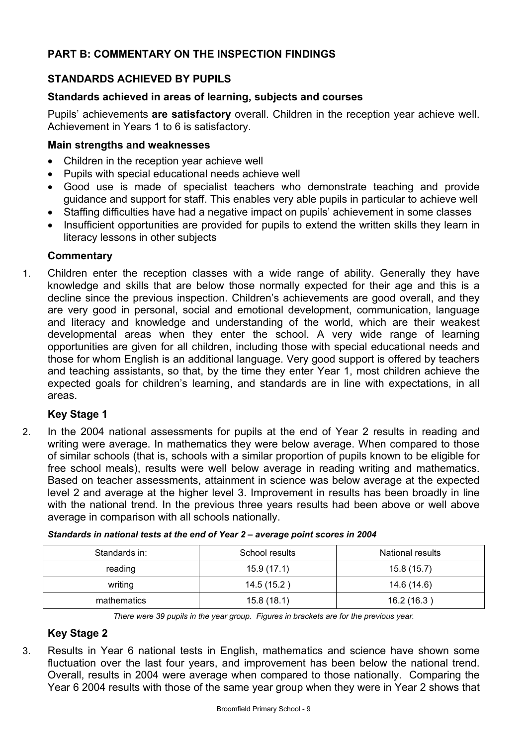## PART B: COMMENTARY ON THE INSPECTION FINDINGS

### STANDARDS ACHIEVED BY PUPILS

#### Standards achieved in areas of learning, subjects and courses

Pupils' achievements **are satisfactory** overall. Children in the reception year achieve well. Achievement in Years 1 to 6 is satisfactory.

#### Main strengths and weaknesses

- Children in the reception year achieve well
- Pupils with special educational needs achieve well
- Good use is made of specialist teachers who demonstrate teaching and provide guidance and support for staff. This enables very able pupils in particular to achieve well
- Staffing difficulties have had a negative impact on pupils' achievement in some classes
- Insufficient opportunities are provided for pupils to extend the written skills they learn in literacy lessons in other subjects

#### Commentary

1. Children enter the reception classes with a wide range of ability. Generally they have knowledge and skills that are below those normally expected for their age and this is a decline since the previous inspection. Children's achievements are good overall, and they are very good in personal, social and emotional development, communication, language and literacy and knowledge and understanding of the world, which are their weakest developmental areas when they enter the school. A very wide range of learning opportunities are given for all children, including those with special educational needs and those for whom English is an additional language. Very good support is offered by teachers and teaching assistants, so that, by the time they enter Year 1, most children achieve the expected goals for children's learning, and standards are in line with expectations, in all areas.

#### Key Stage 1

2. In the 2004 national assessments for pupils at the end of Year 2 results in reading and writing were average. In mathematics they were below average. When compared to those of similar schools (that is, schools with a similar proportion of pupils known to be eligible for free school meals), results were well below average in reading writing and mathematics. Based on teacher assessments, attainment in science was below average at the expected level 2 and average at the higher level 3. Improvement in results has been broadly in line with the national trend. In the previous three years results had been above or well above average in comparison with all schools nationally.

***Standards in national tests at the end of Year 2 – average point scores in 2004***

| Standards in: | School results | National results |
|---|---|---|
| reading | 15.9 (17.1) | 15.8 (15.7) |
| writing | 14.5 (15.2 ) | 14.6 (14.6) |
| mathematics | 15.8 (18.1) | 16.2 (16.3 ) |

*There were 39 pupils in the year group. Figures in brackets are for the previous year.*

#### Key Stage 2

3. Results in Year 6 national tests in English, mathematics and science have shown some fluctuation over the last four years, and improvement has been below the national trend. Overall, results in 2004 were average when compared to those nationally. Comparing the Year 6 2004 results with those of the same year group when they were in Year 2 shows that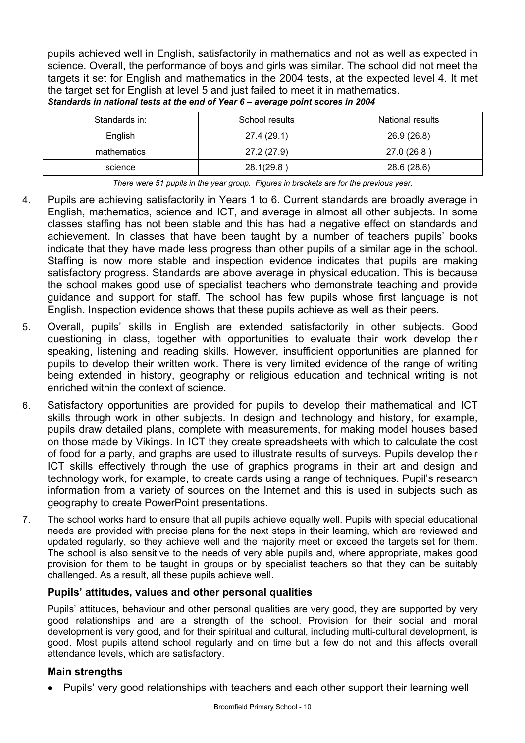pupils achieved well in English, satisfactorily in mathematics and not as well as expected in science. Overall, the performance of boys and girls was similar. The school did not meet the targets it set for English and mathematics in the 2004 tests, at the expected level 4. It met the target set for English at level 5 and just failed to meet it in mathematics.

***Standards in national tests at the end of Year 6 – average point scores in 2004***

| Standards in: | School results | National results |
|---|---|---|
| English | 27.4 (29.1) | 26.9 (26.8) |
| mathematics | 27.2 (27.9) | 27.0 (26.8 ) |
| science | 28.1(29.8 ) | 28.6 (28.6) |

*There were 51 pupils in the year group. Figures in brackets are for the previous year.*

4. Pupils are achieving satisfactorily in Years 1 to 6. Current standards are broadly average in English, mathematics, science and ICT, and average in almost all other subjects. In some classes staffing has not been stable and this has had a negative effect on standards and achievement. In classes that have been taught by a number of teachers pupils' books indicate that they have made less progress than other pupils of a similar age in the school. Staffing is now more stable and inspection evidence indicates that pupils are making satisfactory progress. Standards are above average in physical education. This is because the school makes good use of specialist teachers who demonstrate teaching and provide guidance and support for staff. The school has few pupils whose first language is not English. Inspection evidence shows that these pupils achieve as well as their peers.

5. Overall, pupils' skills in English are extended satisfactorily in other subjects. Good questioning in class, together with opportunities to evaluate their work develop their speaking, listening and reading skills. However, insufficient opportunities are planned for pupils to develop their written work. There is very limited evidence of the range of writing being extended in history, geography or religious education and technical writing is not enriched within the context of science.

6. Satisfactory opportunities are provided for pupils to develop their mathematical and ICT skills through work in other subjects. In design and technology and history, for example, pupils draw detailed plans, complete with measurements, for making model houses based on those made by Vikings. In ICT they create spreadsheets with which to calculate the cost of food for a party, and graphs are used to illustrate results of surveys. Pupils develop their ICT skills effectively through the use of graphics programs in their art and design and technology work, for example, to create cards using a range of techniques. Pupil's research information from a variety of sources on the Internet and this is used in subjects such as geography to create PowerPoint presentations.

7. The school works hard to ensure that all pupils achieve equally well. Pupils with special educational needs are provided with precise plans for the next steps in their learning, which are reviewed and updated regularly, so they achieve well and the majority meet or exceed the targets set for them. The school is also sensitive to the needs of very able pupils and, where appropriate, makes good provision for them to be taught in groups or by specialist teachers so that they can be suitably challenged. As a result, all these pupils achieve well.

### Pupils' attitudes, values and other personal qualities

Pupils' attitudes, behaviour and other personal qualities are very good, they are supported by very good relationships and are a strength of the school. Provision for their social and moral development is very good, and for their spiritual and cultural, including multi-cultural development, is good. Most pupils attend school regularly and on time but a few do not and this affects overall attendance levels, which are satisfactory.

### Main strengths

- Pupils' very good relationships with teachers and each other support their learning well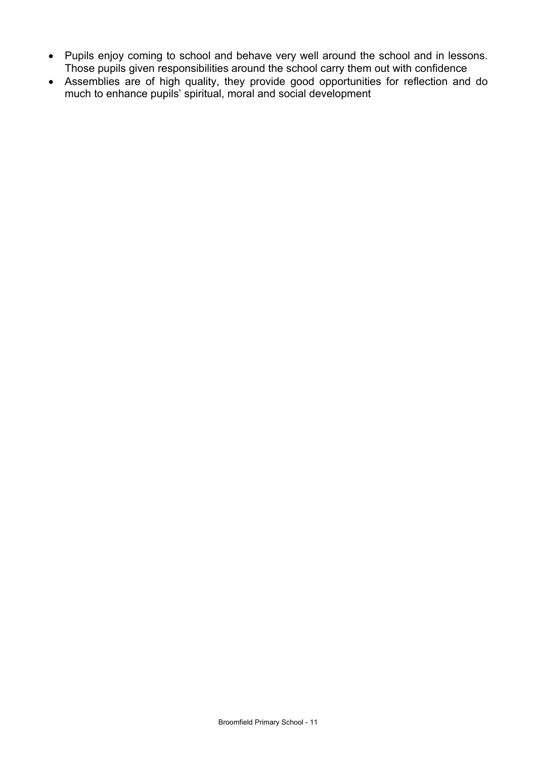- Pupils enjoy coming to school and behave very well around the school and in lessons. Those pupils given responsibilities around the school carry them out with confidence
- Assemblies are of high quality, they provide good opportunities for reflection and do much to enhance pupils' spiritual, moral and social development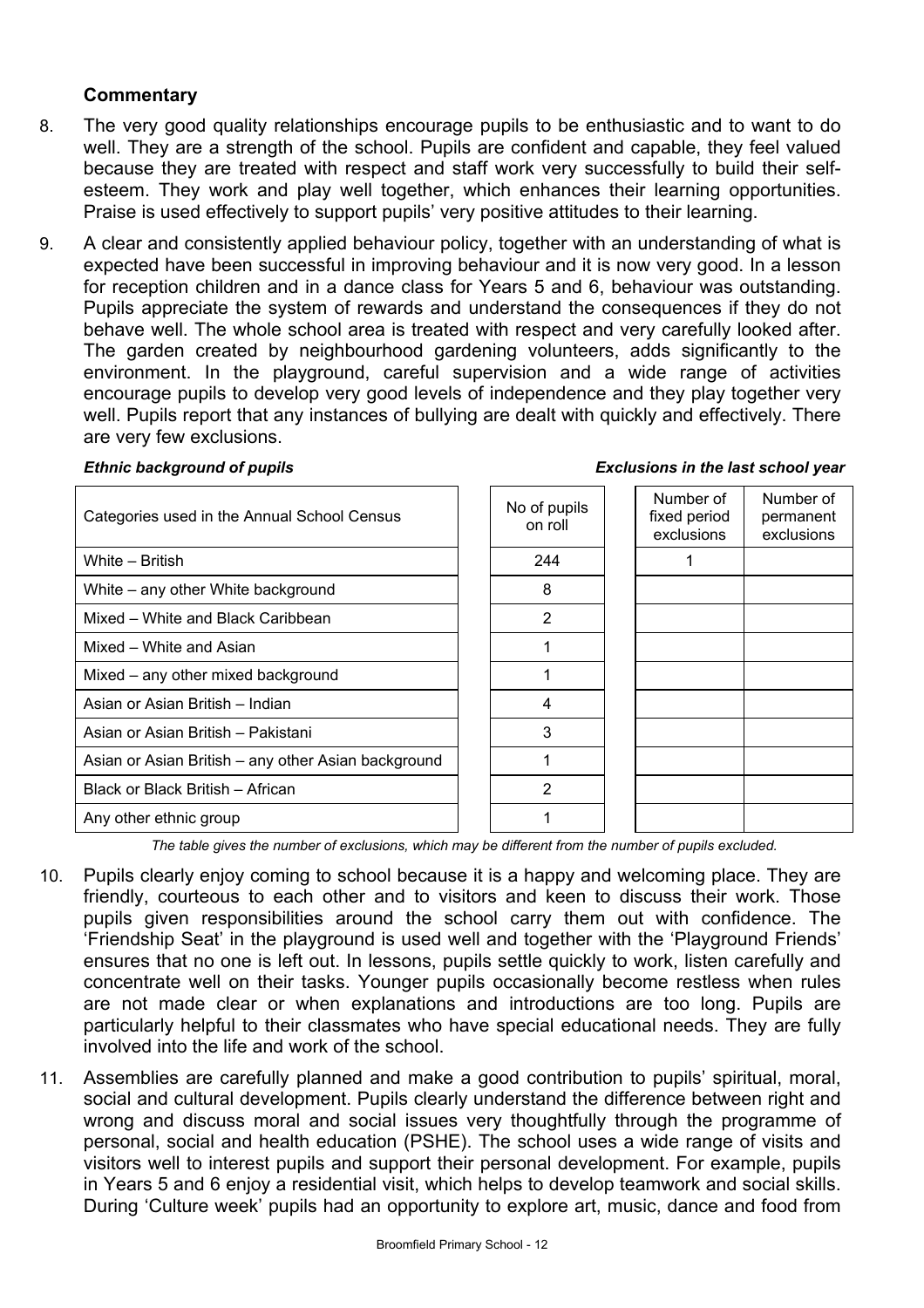### Commentary

8. The very good quality relationships encourage pupils to be enthusiastic and to want to do well. They are a strength of the school. Pupils are confident and capable, they feel valued because they are treated with respect and staff work very successfully to build their self-esteem. They work and play well together, which enhances their learning opportunities. Praise is used effectively to support pupils' very positive attitudes to their learning.

9. A clear and consistently applied behaviour policy, together with an understanding of what is expected have been successful in improving behaviour and it is now very good. In a lesson for reception children and in a dance class for Years 5 and 6, behaviour was outstanding. Pupils appreciate the system of rewards and understand the consequences if they do not behave well. The whole school area is treated with respect and very carefully looked after. The garden created by neighbourhood gardening volunteers, adds significantly to the environment. In the playground, careful supervision and a wide range of activities encourage pupils to develop very good levels of independence and they play together very well. Pupils report that any instances of bullying are dealt with quickly and effectively. There are very few exclusions.

***Ethnic background of pupils*** ***Exclusions in the last school year***

| Categories used in the Annual School Census | No of pupils on roll | Number of fixed period exclusions | Number of permanent exclusions |
|---|---|---|---|
| White – British | 244 | 1 | |
| White – any other White background | 8 | | |
| Mixed – White and Black Caribbean | 2 | | |
| Mixed – White and Asian | 1 | | |
| Mixed – any other mixed background | 1 | | |
| Asian or Asian British – Indian | 4 | | |
| Asian or Asian British – Pakistani | 3 | | |
| Asian or Asian British – any other Asian background | 1 | | |
| Black or Black British – African | 2 | | |
| Any other ethnic group | 1 | | |

*The table gives the number of exclusions, which may be different from the number of pupils excluded.*

10. Pupils clearly enjoy coming to school because it is a happy and welcoming place. They are friendly, courteous to each other and to visitors and keen to discuss their work. Those pupils given responsibilities around the school carry them out with confidence. The 'Friendship Seat' in the playground is used well and together with the 'Playground Friends' ensures that no one is left out. In lessons, pupils settle quickly to work, listen carefully and concentrate well on their tasks. Younger pupils occasionally become restless when rules are not made clear or when explanations and introductions are too long. Pupils are particularly helpful to their classmates who have special educational needs. They are fully involved into the life and work of the school.

11. Assemblies are carefully planned and make a good contribution to pupils' spiritual, moral, social and cultural development. Pupils clearly understand the difference between right and wrong and discuss moral and social issues very thoughtfully through the programme of personal, social and health education (PSHE). The school uses a wide range of visits and visitors well to interest pupils and support their personal development. For example, pupils in Years 5 and 6 enjoy a residential visit, which helps to develop teamwork and social skills. During 'Culture week' pupils had an opportunity to explore art, music, dance and food from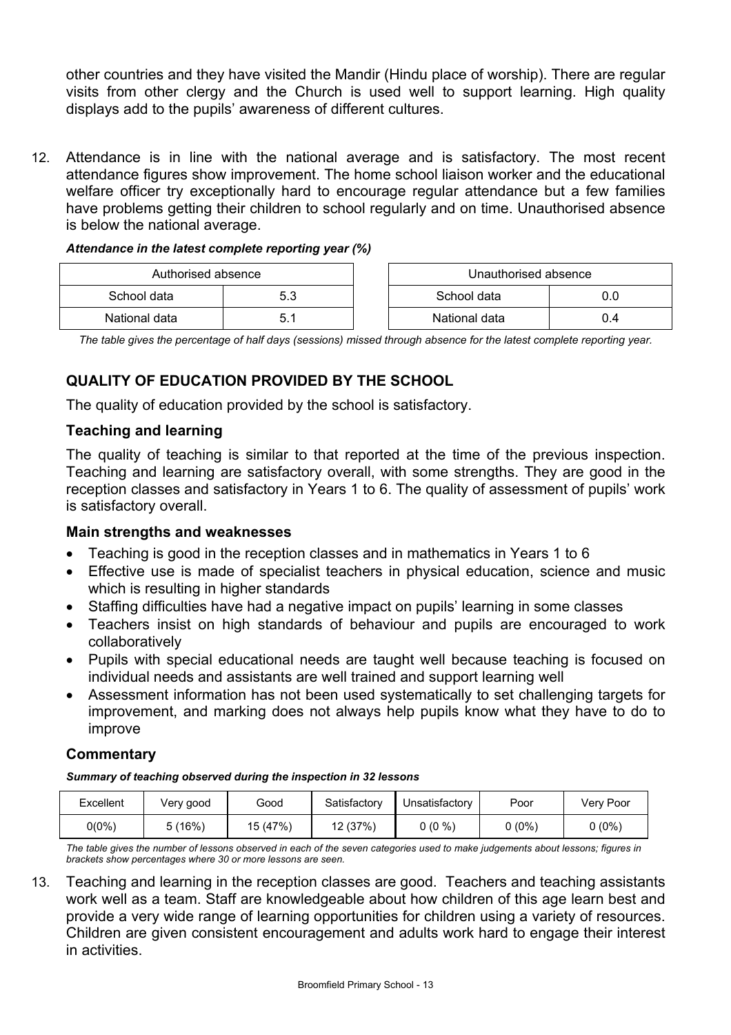other countries and they have visited the Mandir (Hindu place of worship). There are regular visits from other clergy and the Church is used well to support learning. High quality displays add to the pupils' awareness of different cultures.

12. Attendance is in line with the national average and is satisfactory. The most recent attendance figures show improvement. The home school liaison worker and the educational welfare officer try exceptionally hard to encourage regular attendance but a few families have problems getting their children to school regularly and on time. Unauthorised absence is below the national average.

***Attendance in the latest complete reporting year (%)***

| Authorised absence | |
|---|---|
| School data | 5.3 |
| National data | 5.1 |

| Unauthorised absence | |
|---|---|
| School data | 0.0 |
| National data | 0.4 |

*The table gives the percentage of half days (sessions) missed through absence for the latest complete reporting year.*

## QUALITY OF EDUCATION PROVIDED BY THE SCHOOL

The quality of education provided by the school is satisfactory.

### Teaching and learning

The quality of teaching is similar to that reported at the time of the previous inspection. Teaching and learning are satisfactory overall, with some strengths. They are good in the reception classes and satisfactory in Years 1 to 6. The quality of assessment of pupils' work is satisfactory overall.

### Main strengths and weaknesses

- Teaching is good in the reception classes and in mathematics in Years 1 to 6
- Effective use is made of specialist teachers in physical education, science and music which is resulting in higher standards
- Staffing difficulties have had a negative impact on pupils' learning in some classes
- Teachers insist on high standards of behaviour and pupils are encouraged to work collaboratively
- Pupils with special educational needs are taught well because teaching is focused on individual needs and assistants are well trained and support learning well
- Assessment information has not been used systematically to set challenging targets for improvement, and marking does not always help pupils know what they have to do to improve

### Commentary

***Summary of teaching observed during the inspection in 32 lessons***

| Excellent | Very good | Good | Satisfactory | Unsatisfactory | Poor | Very Poor |
|---|---|---|---|---|---|---|
| 0(0%) | 5 (16%) | 15 (47%) | 12 (37%) | 0 (0 %) | 0 (0%) | 0 (0%) |

*The table gives the number of lessons observed in each of the seven categories used to make judgements about lessons; figures in brackets show percentages where 30 or more lessons are seen.*

13. Teaching and learning in the reception classes are good. Teachers and teaching assistants work well as a team. Staff are knowledgeable about how children of this age learn best and provide a very wide range of learning opportunities for children using a variety of resources. Children are given consistent encouragement and adults work hard to engage their interest in activities.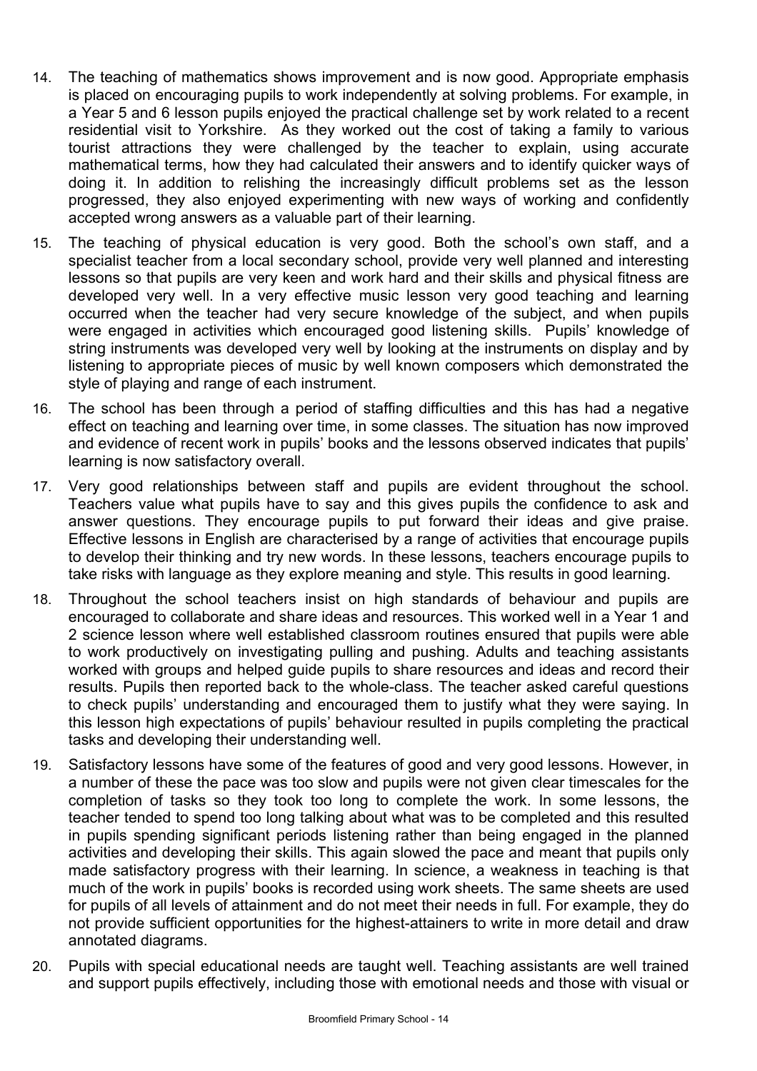14. The teaching of mathematics shows improvement and is now good. Appropriate emphasis is placed on encouraging pupils to work independently at solving problems. For example, in a Year 5 and 6 lesson pupils enjoyed the practical challenge set by work related to a recent residential visit to Yorkshire. As they worked out the cost of taking a family to various tourist attractions they were challenged by the teacher to explain, using accurate mathematical terms, how they had calculated their answers and to identify quicker ways of doing it. In addition to relishing the increasingly difficult problems set as the lesson progressed, they also enjoyed experimenting with new ways of working and confidently accepted wrong answers as a valuable part of their learning.

15. The teaching of physical education is very good. Both the school's own staff, and a specialist teacher from a local secondary school, provide very well planned and interesting lessons so that pupils are very keen and work hard and their skills and physical fitness are developed very well. In a very effective music lesson very good teaching and learning occurred when the teacher had very secure knowledge of the subject, and when pupils were engaged in activities which encouraged good listening skills. Pupils' knowledge of string instruments was developed very well by looking at the instruments on display and by listening to appropriate pieces of music by well known composers which demonstrated the style of playing and range of each instrument.

16. The school has been through a period of staffing difficulties and this has had a negative effect on teaching and learning over time, in some classes. The situation has now improved and evidence of recent work in pupils' books and the lessons observed indicates that pupils' learning is now satisfactory overall.

17. Very good relationships between staff and pupils are evident throughout the school. Teachers value what pupils have to say and this gives pupils the confidence to ask and answer questions. They encourage pupils to put forward their ideas and give praise. Effective lessons in English are characterised by a range of activities that encourage pupils to develop their thinking and try new words. In these lessons, teachers encourage pupils to take risks with language as they explore meaning and style. This results in good learning.

18. Throughout the school teachers insist on high standards of behaviour and pupils are encouraged to collaborate and share ideas and resources. This worked well in a Year 1 and 2 science lesson where well established classroom routines ensured that pupils were able to work productively on investigating pulling and pushing. Adults and teaching assistants worked with groups and helped guide pupils to share resources and ideas and record their results. Pupils then reported back to the whole-class. The teacher asked careful questions to check pupils' understanding and encouraged them to justify what they were saying. In this lesson high expectations of pupils' behaviour resulted in pupils completing the practical tasks and developing their understanding well.

19. Satisfactory lessons have some of the features of good and very good lessons. However, in a number of these the pace was too slow and pupils were not given clear timescales for the completion of tasks so they took too long to complete the work. In some lessons, the teacher tended to spend too long talking about what was to be completed and this resulted in pupils spending significant periods listening rather than being engaged in the planned activities and developing their skills. This again slowed the pace and meant that pupils only made satisfactory progress with their learning. In science, a weakness in teaching is that much of the work in pupils' books is recorded using work sheets. The same sheets are used for pupils of all levels of attainment and do not meet their needs in full. For example, they do not provide sufficient opportunities for the highest-attainers to write in more detail and draw annotated diagrams.

20. Pupils with special educational needs are taught well. Teaching assistants are well trained and support pupils effectively, including those with emotional needs and those with visual or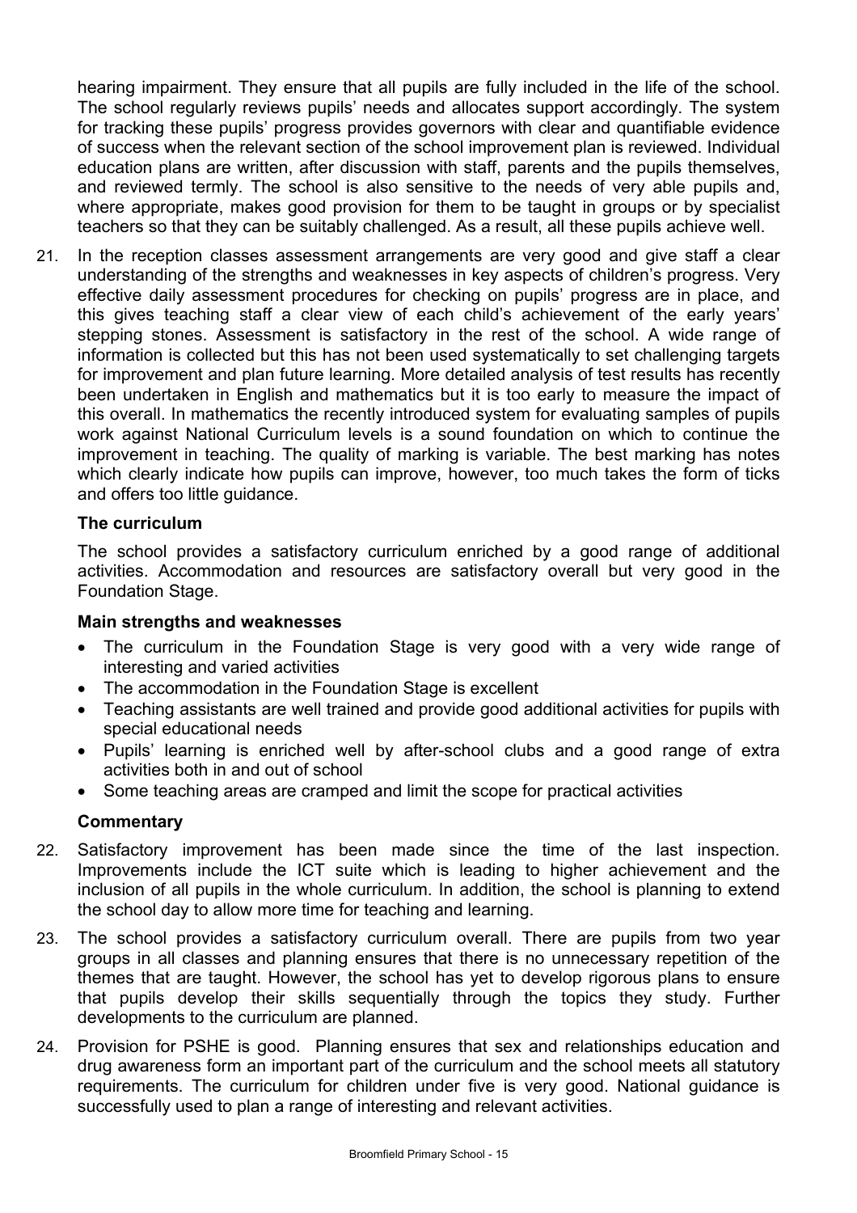hearing impairment. They ensure that all pupils are fully included in the life of the school. The school regularly reviews pupils' needs and allocates support accordingly. The system for tracking these pupils' progress provides governors with clear and quantifiable evidence of success when the relevant section of the school improvement plan is reviewed. Individual education plans are written, after discussion with staff, parents and the pupils themselves, and reviewed termly. The school is also sensitive to the needs of very able pupils and, where appropriate, makes good provision for them to be taught in groups or by specialist teachers so that they can be suitably challenged. As a result, all these pupils achieve well.

21. In the reception classes assessment arrangements are very good and give staff a clear understanding of the strengths and weaknesses in key aspects of children's progress. Very effective daily assessment procedures for checking on pupils' progress are in place, and this gives teaching staff a clear view of each child's achievement of the early years' stepping stones. Assessment is satisfactory in the rest of the school. A wide range of information is collected but this has not been used systematically to set challenging targets for improvement and plan future learning. More detailed analysis of test results has recently been undertaken in English and mathematics but it is too early to measure the impact of this overall. In mathematics the recently introduced system for evaluating samples of pupils work against National Curriculum levels is a sound foundation on which to continue the improvement in teaching. The quality of marking is variable. The best marking has notes which clearly indicate how pupils can improve, however, too much takes the form of ticks and offers too little guidance.

### The curriculum

The school provides a satisfactory curriculum enriched by a good range of additional activities. Accommodation and resources are satisfactory overall but very good in the Foundation Stage.

#### Main strengths and weaknesses

- The curriculum in the Foundation Stage is very good with a very wide range of interesting and varied activities
- The accommodation in the Foundation Stage is excellent
- Teaching assistants are well trained and provide good additional activities for pupils with special educational needs
- Pupils' learning is enriched well by after-school clubs and a good range of extra activities both in and out of school
- Some teaching areas are cramped and limit the scope for practical activities

#### Commentary

22. Satisfactory improvement has been made since the time of the last inspection. Improvements include the ICT suite which is leading to higher achievement and the inclusion of all pupils in the whole curriculum. In addition, the school is planning to extend the school day to allow more time for teaching and learning.

23. The school provides a satisfactory curriculum overall. There are pupils from two year groups in all classes and planning ensures that there is no unnecessary repetition of the themes that are taught. However, the school has yet to develop rigorous plans to ensure that pupils develop their skills sequentially through the topics they study. Further developments to the curriculum are planned.

24. Provision for PSHE is good. Planning ensures that sex and relationships education and drug awareness form an important part of the curriculum and the school meets all statutory requirements. The curriculum for children under five is very good. National guidance is successfully used to plan a range of interesting and relevant activities.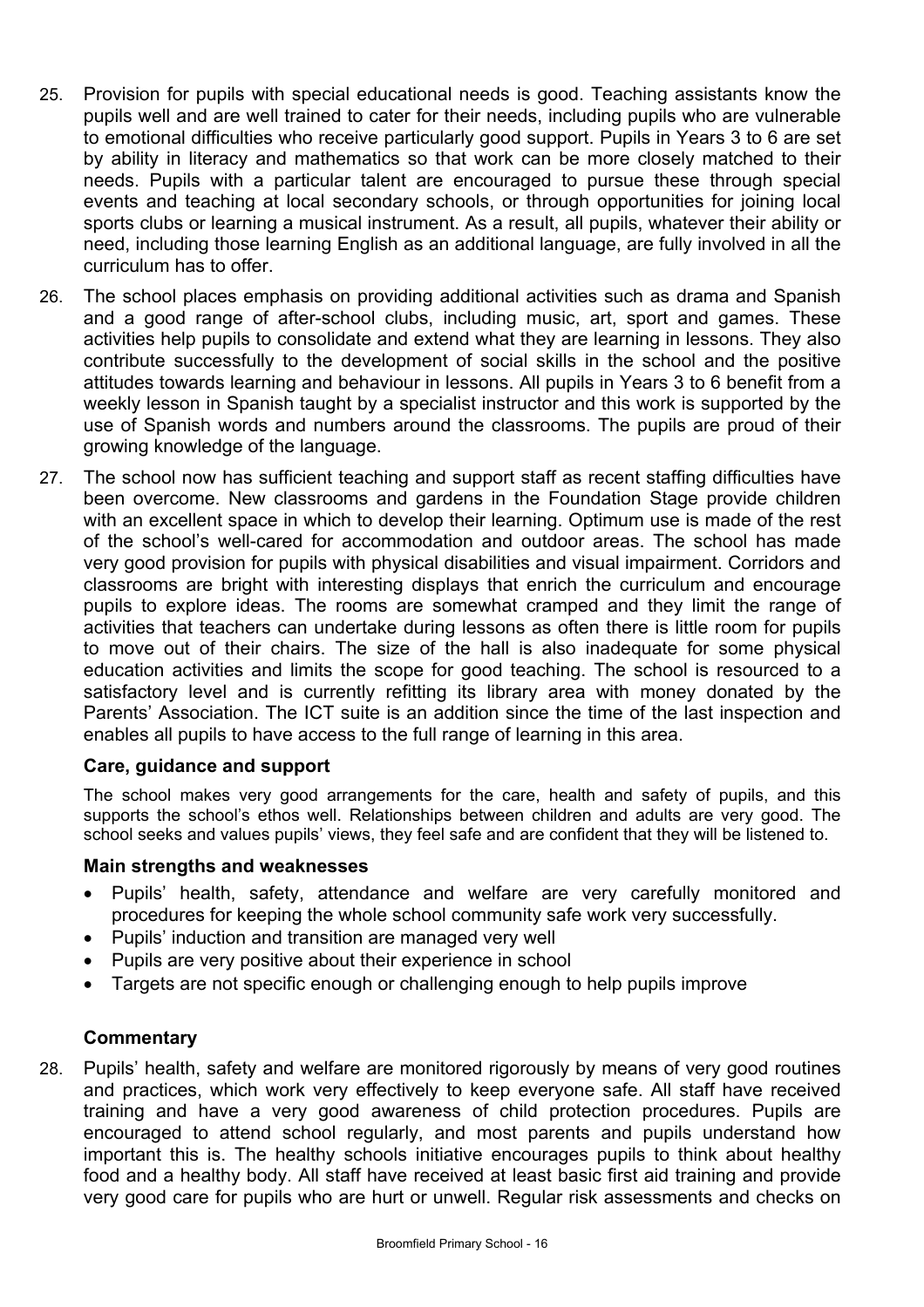25. Provision for pupils with special educational needs is good. Teaching assistants know the pupils well and are well trained to cater for their needs, including pupils who are vulnerable to emotional difficulties who receive particularly good support. Pupils in Years 3 to 6 are set by ability in literacy and mathematics so that work can be more closely matched to their needs. Pupils with a particular talent are encouraged to pursue these through special events and teaching at local secondary schools, or through opportunities for joining local sports clubs or learning a musical instrument. As a result, all pupils, whatever their ability or need, including those learning English as an additional language, are fully involved in all the curriculum has to offer.

26. The school places emphasis on providing additional activities such as drama and Spanish and a good range of after-school clubs, including music, art, sport and games. These activities help pupils to consolidate and extend what they are learning in lessons. They also contribute successfully to the development of social skills in the school and the positive attitudes towards learning and behaviour in lessons. All pupils in Years 3 to 6 benefit from a weekly lesson in Spanish taught by a specialist instructor and this work is supported by the use of Spanish words and numbers around the classrooms. The pupils are proud of their growing knowledge of the language.

27. The school now has sufficient teaching and support staff as recent staffing difficulties have been overcome. New classrooms and gardens in the Foundation Stage provide children with an excellent space in which to develop their learning. Optimum use is made of the rest of the school's well-cared for accommodation and outdoor areas. The school has made very good provision for pupils with physical disabilities and visual impairment. Corridors and classrooms are bright with interesting displays that enrich the curriculum and encourage pupils to explore ideas. The rooms are somewhat cramped and they limit the range of activities that teachers can undertake during lessons as often there is little room for pupils to move out of their chairs. The size of the hall is also inadequate for some physical education activities and limits the scope for good teaching. The school is resourced to a satisfactory level and is currently refitting its library area with money donated by the Parents' Association. The ICT suite is an addition since the time of the last inspection and enables all pupils to have access to the full range of learning in this area.

### Care, guidance and support

The school makes very good arrangements for the care, health and safety of pupils, and this supports the school's ethos well. Relationships between children and adults are very good. The school seeks and values pupils' views, they feel safe and are confident that they will be listened to.

### Main strengths and weaknesses

- Pupils' health, safety, attendance and welfare are very carefully monitored and procedures for keeping the whole school community safe work very successfully.
- Pupils' induction and transition are managed very well
- Pupils are very positive about their experience in school
- Targets are not specific enough or challenging enough to help pupils improve

### Commentary

28. Pupils' health, safety and welfare are monitored rigorously by means of very good routines and practices, which work very effectively to keep everyone safe. All staff have received training and have a very good awareness of child protection procedures. Pupils are encouraged to attend school regularly, and most parents and pupils understand how important this is. The healthy schools initiative encourages pupils to think about healthy food and a healthy body. All staff have received at least basic first aid training and provide very good care for pupils who are hurt or unwell. Regular risk assessments and checks on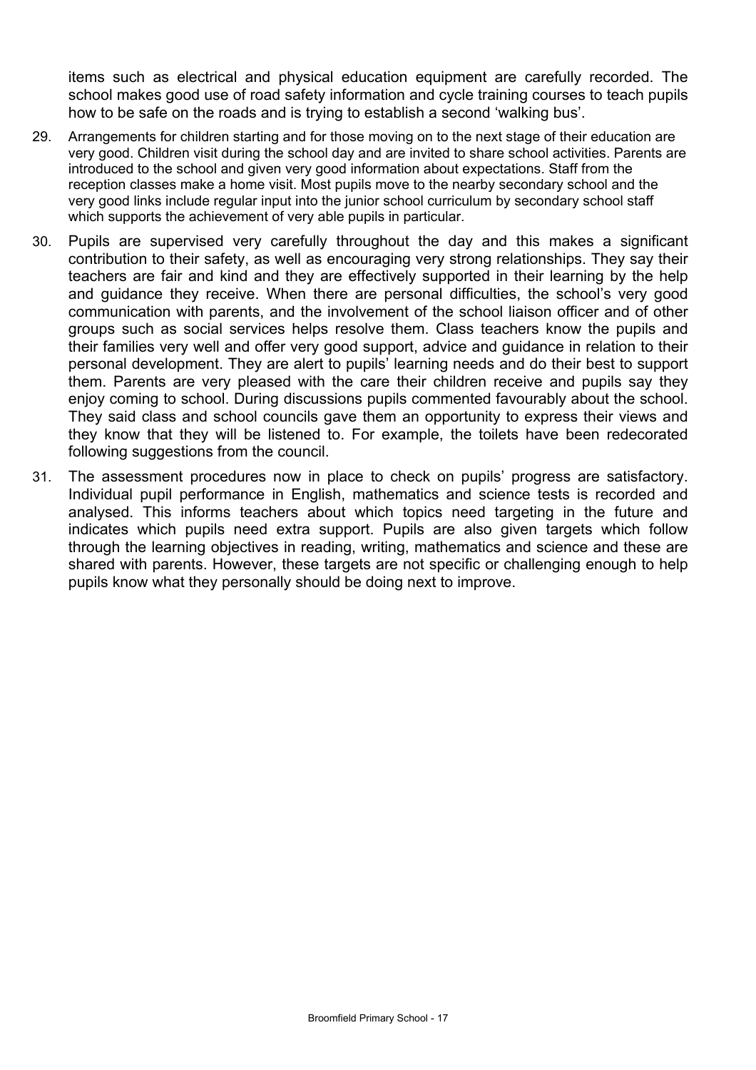items such as electrical and physical education equipment are carefully recorded. The school makes good use of road safety information and cycle training courses to teach pupils how to be safe on the roads and is trying to establish a second 'walking bus'.

29. Arrangements for children starting and for those moving on to the next stage of their education are very good. Children visit during the school day and are invited to share school activities. Parents are introduced to the school and given very good information about expectations. Staff from the reception classes make a home visit. Most pupils move to the nearby secondary school and the very good links include regular input into the junior school curriculum by secondary school staff which supports the achievement of very able pupils in particular.

30. Pupils are supervised very carefully throughout the day and this makes a significant contribution to their safety, as well as encouraging very strong relationships. They say their teachers are fair and kind and they are effectively supported in their learning by the help and guidance they receive. When there are personal difficulties, the school's very good communication with parents, and the involvement of the school liaison officer and of other groups such as social services helps resolve them. Class teachers know the pupils and their families very well and offer very good support, advice and guidance in relation to their personal development. They are alert to pupils' learning needs and do their best to support them. Parents are very pleased with the care their children receive and pupils say they enjoy coming to school. During discussions pupils commented favourably about the school. They said class and school councils gave them an opportunity to express their views and they know that they will be listened to. For example, the toilets have been redecorated following suggestions from the council.

31. The assessment procedures now in place to check on pupils' progress are satisfactory. Individual pupil performance in English, mathematics and science tests is recorded and analysed. This informs teachers about which topics need targeting in the future and indicates which pupils need extra support. Pupils are also given targets which follow through the learning objectives in reading, writing, mathematics and science and these are shared with parents. However, these targets are not specific or challenging enough to help pupils know what they personally should be doing next to improve.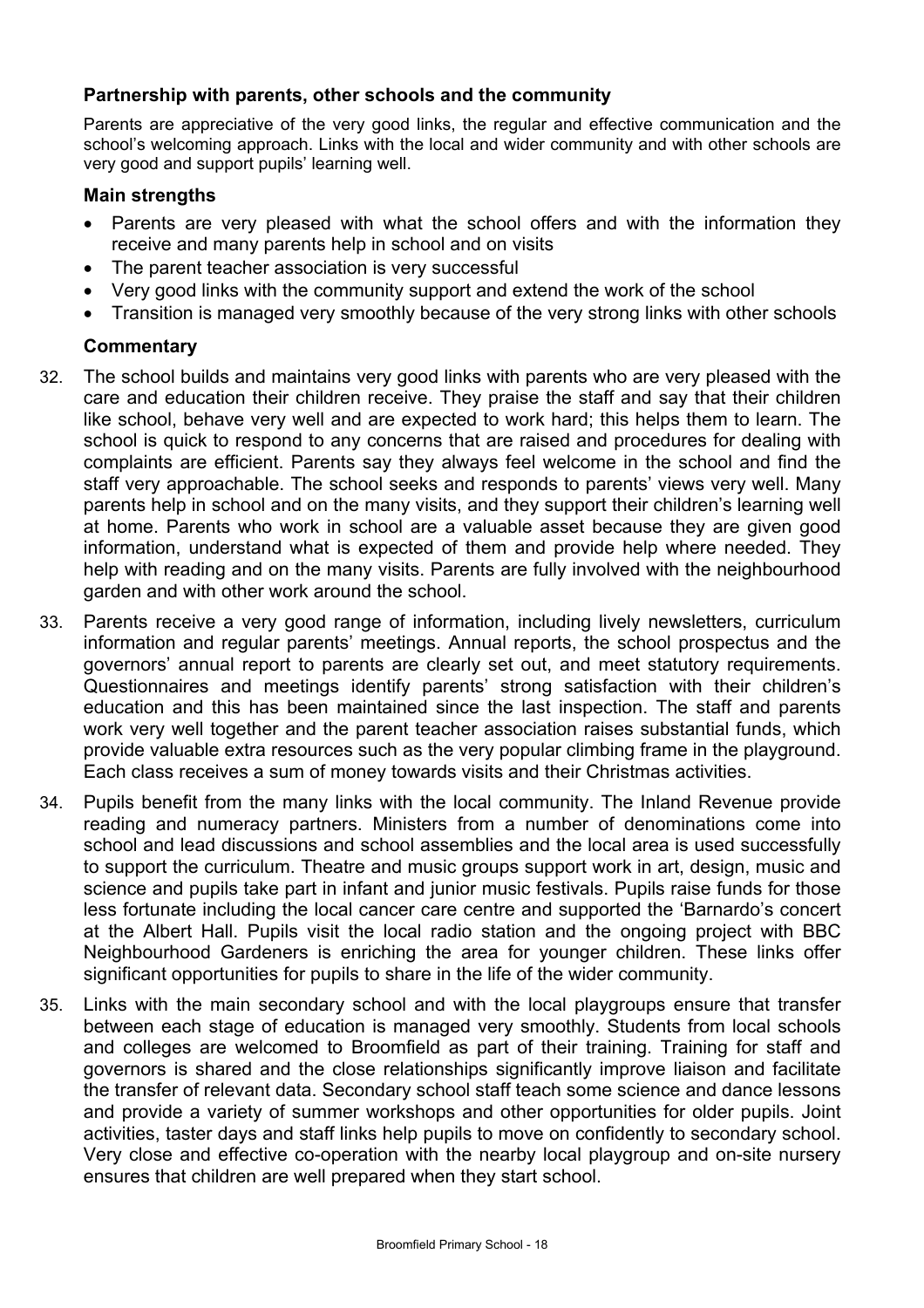### Partnership with parents, other schools and the community

Parents are appreciative of the very good links, the regular and effective communication and the school's welcoming approach. Links with the local and wider community and with other schools are very good and support pupils' learning well.

#### Main strengths

- Parents are very pleased with what the school offers and with the information they receive and many parents help in school and on visits
- The parent teacher association is very successful
- Very good links with the community support and extend the work of the school
- Transition is managed very smoothly because of the very strong links with other schools

#### Commentary

32. The school builds and maintains very good links with parents who are very pleased with the care and education their children receive. They praise the staff and say that their children like school, behave very well and are expected to work hard; this helps them to learn. The school is quick to respond to any concerns that are raised and procedures for dealing with complaints are efficient. Parents say they always feel welcome in the school and find the staff very approachable. The school seeks and responds to parents' views very well. Many parents help in school and on the many visits, and they support their children's learning well at home. Parents who work in school are a valuable asset because they are given good information, understand what is expected of them and provide help where needed. They help with reading and on the many visits. Parents are fully involved with the neighbourhood garden and with other work around the school.

33. Parents receive a very good range of information, including lively newsletters, curriculum information and regular parents' meetings. Annual reports, the school prospectus and the governors' annual report to parents are clearly set out, and meet statutory requirements. Questionnaires and meetings identify parents' strong satisfaction with their children's education and this has been maintained since the last inspection. The staff and parents work very well together and the parent teacher association raises substantial funds, which provide valuable extra resources such as the very popular climbing frame in the playground. Each class receives a sum of money towards visits and their Christmas activities.

34. Pupils benefit from the many links with the local community. The Inland Revenue provide reading and numeracy partners. Ministers from a number of denominations come into school and lead discussions and school assemblies and the local area is used successfully to support the curriculum. Theatre and music groups support work in art, design, music and science and pupils take part in infant and junior music festivals. Pupils raise funds for those less fortunate including the local cancer care centre and supported the 'Barnardo's concert at the Albert Hall. Pupils visit the local radio station and the ongoing project with BBC Neighbourhood Gardeners is enriching the area for younger children. These links offer significant opportunities for pupils to share in the life of the wider community.

35. Links with the main secondary school and with the local playgroups ensure that transfer between each stage of education is managed very smoothly. Students from local schools and colleges are welcomed to Broomfield as part of their training. Training for staff and governors is shared and the close relationships significantly improve liaison and facilitate the transfer of relevant data. Secondary school staff teach some science and dance lessons and provide a variety of summer workshops and other opportunities for older pupils. Joint activities, taster days and staff links help pupils to move on confidently to secondary school. Very close and effective co-operation with the nearby local playgroup and on-site nursery ensures that children are well prepared when they start school.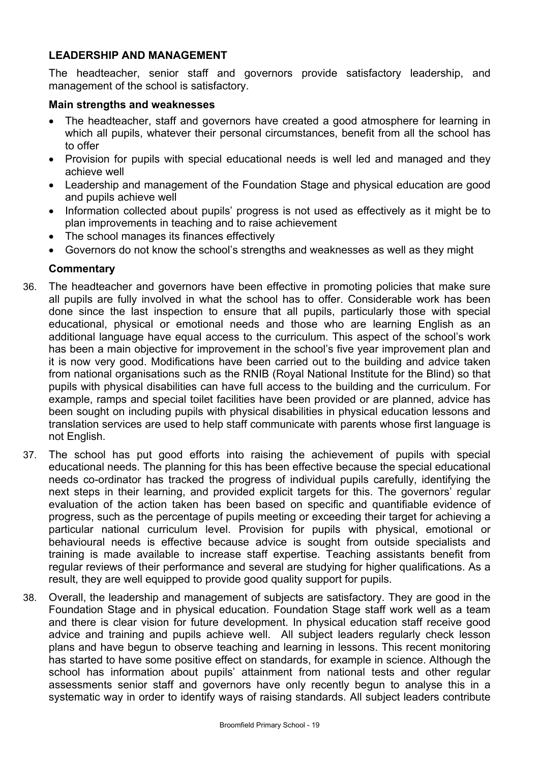## LEADERSHIP AND MANAGEMENT

The headteacher, senior staff and governors provide satisfactory leadership, and management of the school is satisfactory.

### Main strengths and weaknesses

- The headteacher, staff and governors have created a good atmosphere for learning in which all pupils, whatever their personal circumstances, benefit from all the school has to offer
- Provision for pupils with special educational needs is well led and managed and they achieve well
- Leadership and management of the Foundation Stage and physical education are good and pupils achieve well
- Information collected about pupils' progress is not used as effectively as it might be to plan improvements in teaching and to raise achievement
- The school manages its finances effectively
- Governors do not know the school's strengths and weaknesses as well as they might

### Commentary

36. The headteacher and governors have been effective in promoting policies that make sure all pupils are fully involved in what the school has to offer. Considerable work has been done since the last inspection to ensure that all pupils, particularly those with special educational, physical or emotional needs and those who are learning English as an additional language have equal access to the curriculum. This aspect of the school's work has been a main objective for improvement in the school's five year improvement plan and it is now very good. Modifications have been carried out to the building and advice taken from national organisations such as the RNIB (Royal National Institute for the Blind) so that pupils with physical disabilities can have full access to the building and the curriculum. For example, ramps and special toilet facilities have been provided or are planned, advice has been sought on including pupils with physical disabilities in physical education lessons and translation services are used to help staff communicate with parents whose first language is not English.

37. The school has put good efforts into raising the achievement of pupils with special educational needs. The planning for this has been effective because the special educational needs co-ordinator has tracked the progress of individual pupils carefully, identifying the next steps in their learning, and provided explicit targets for this. The governors' regular evaluation of the action taken has been based on specific and quantifiable evidence of progress, such as the percentage of pupils meeting or exceeding their target for achieving a particular national curriculum level. Provision for pupils with physical, emotional or behavioural needs is effective because advice is sought from outside specialists and training is made available to increase staff expertise. Teaching assistants benefit from regular reviews of their performance and several are studying for higher qualifications. As a result, they are well equipped to provide good quality support for pupils.

38. Overall, the leadership and management of subjects are satisfactory. They are good in the Foundation Stage and in physical education. Foundation Stage staff work well as a team and there is clear vision for future development. In physical education staff receive good advice and training and pupils achieve well. All subject leaders regularly check lesson plans and have begun to observe teaching and learning in lessons. This recent monitoring has started to have some positive effect on standards, for example in science. Although the school has information about pupils' attainment from national tests and other regular assessments senior staff and governors have only recently begun to analyse this in a systematic way in order to identify ways of raising standards. All subject leaders contribute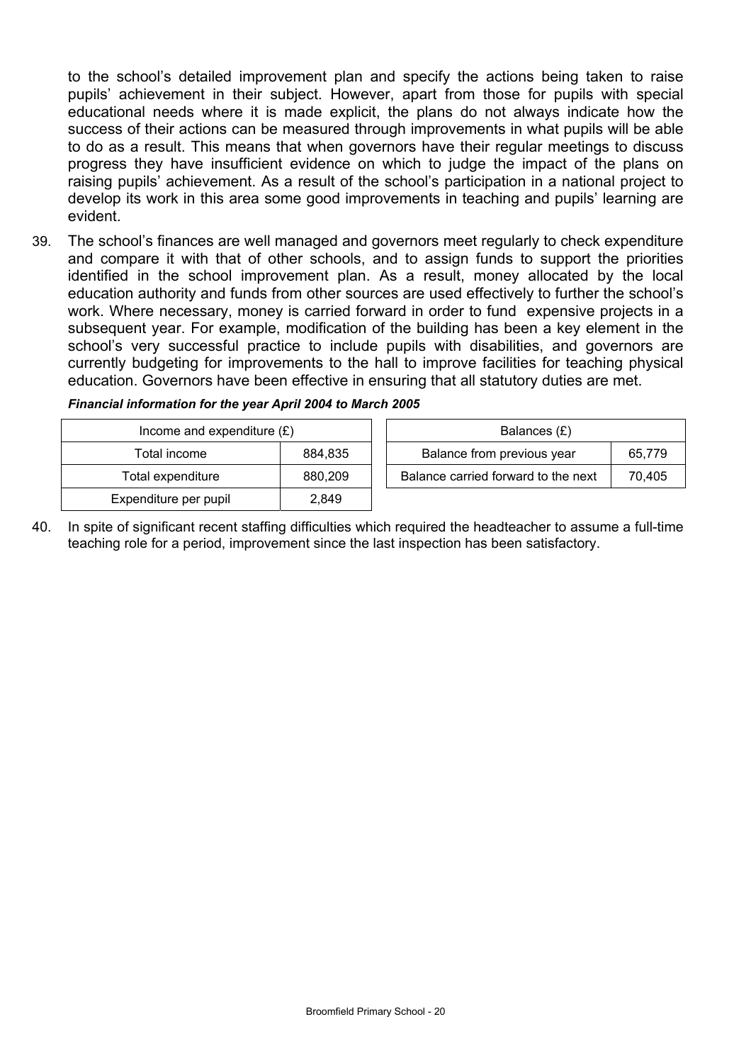to the school's detailed improvement plan and specify the actions being taken to raise pupils' achievement in their subject. However, apart from those for pupils with special educational needs where it is made explicit, the plans do not always indicate how the success of their actions can be measured through improvements in what pupils will be able to do as a result. This means that when governors have their regular meetings to discuss progress they have insufficient evidence on which to judge the impact of the plans on raising pupils' achievement. As a result of the school's participation in a national project to develop its work in this area some good improvements in teaching and pupils' learning are evident.

39. The school's finances are well managed and governors meet regularly to check expenditure and compare it with that of other schools, and to assign funds to support the priorities identified in the school improvement plan. As a result, money allocated by the local education authority and funds from other sources are used effectively to further the school's work. Where necessary, money is carried forward in order to fund expensive projects in a subsequent year. For example, modification of the building has been a key element in the school's very successful practice to include pupils with disabilities, and governors are currently budgeting for improvements to the hall to improve facilities for teaching physical education. Governors have been effective in ensuring that all statutory duties are met.

***Financial information for the year April 2004 to March 2005***

| Income and expenditure (£) | |
|---|---|
| Total income | 884,835 |
| Total expenditure | 880,209 |
| Expenditure per pupil | 2,849 |

| Balances (£) | |
|---|---|
| Balance from previous year | 65,779 |
| Balance carried forward to the next | 70,405 |

40. In spite of significant recent staffing difficulties which required the headteacher to assume a full-time teaching role for a period, improvement since the last inspection has been satisfactory.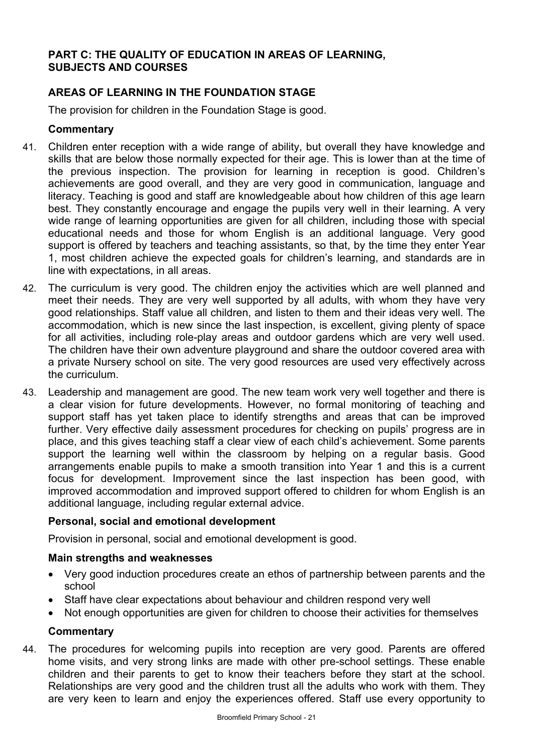## PART C: THE QUALITY OF EDUCATION IN AREAS OF LEARNING, SUBJECTS AND COURSES

### AREAS OF LEARNING IN THE FOUNDATION STAGE

The provision for children in the Foundation Stage is good.

#### Commentary

41. Children enter reception with a wide range of ability, but overall they have knowledge and skills that are below those normally expected for their age. This is lower than at the time of the previous inspection. The provision for learning in reception is good. Children's achievements are good overall, and they are very good in communication, language and literacy. Teaching is good and staff are knowledgeable about how children of this age learn best. They constantly encourage and engage the pupils very well in their learning. A very wide range of learning opportunities are given for all children, including those with special educational needs and those for whom English is an additional language. Very good support is offered by teachers and teaching assistants, so that, by the time they enter Year 1, most children achieve the expected goals for children's learning, and standards are in line with expectations, in all areas.

42. The curriculum is very good. The children enjoy the activities which are well planned and meet their needs. They are very well supported by all adults, with whom they have very good relationships. Staff value all children, and listen to them and their ideas very well. The accommodation, which is new since the last inspection, is excellent, giving plenty of space for all activities, including role-play areas and outdoor gardens which are very well used. The children have their own adventure playground and share the outdoor covered area with a private Nursery school on site. The very good resources are used very effectively across the curriculum.

43. Leadership and management are good. The new team work very well together and there is a clear vision for future developments. However, no formal monitoring of teaching and support staff has yet taken place to identify strengths and areas that can be improved further. Very effective daily assessment procedures for checking on pupils' progress are in place, and this gives teaching staff a clear view of each child's achievement. Some parents support the learning well within the classroom by helping on a regular basis. Good arrangements enable pupils to make a smooth transition into Year 1 and this is a current focus for development. Improvement since the last inspection has been good, with improved accommodation and improved support offered to children for whom English is an additional language, including regular external advice.

#### Personal, social and emotional development

Provision in personal, social and emotional development is good.

#### Main strengths and weaknesses

- Very good induction procedures create an ethos of partnership between parents and the school
- Staff have clear expectations about behaviour and children respond very well
- Not enough opportunities are given for children to choose their activities for themselves

#### Commentary

44. The procedures for welcoming pupils into reception are very good. Parents are offered home visits, and very strong links are made with other pre-school settings. These enable children and their parents to get to know their teachers before they start at the school. Relationships are very good and the children trust all the adults who work with them. They are very keen to learn and enjoy the experiences offered. Staff use every opportunity to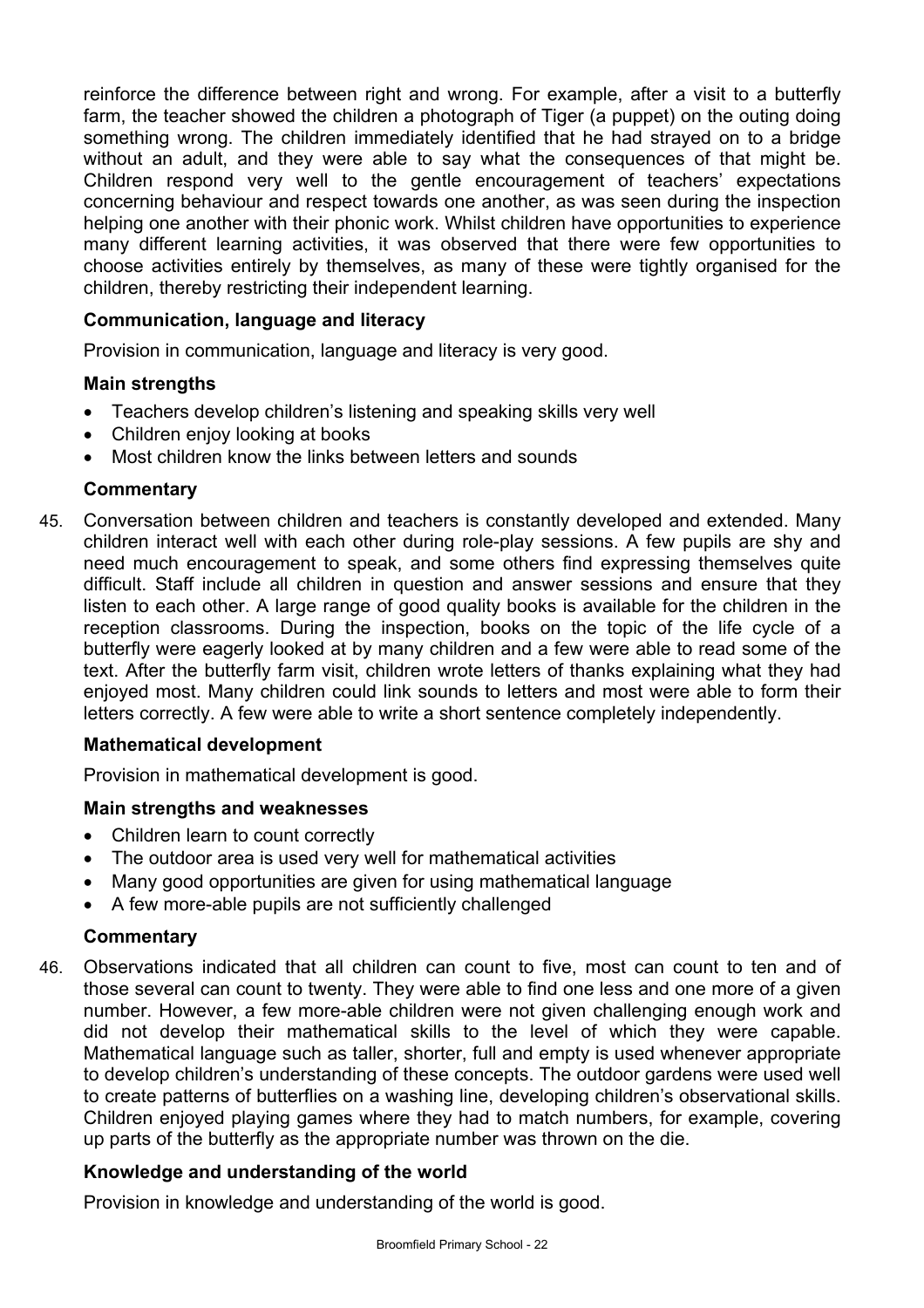reinforce the difference between right and wrong. For example, after a visit to a butterfly farm, the teacher showed the children a photograph of Tiger (a puppet) on the outing doing something wrong. The children immediately identified that he had strayed on to a bridge without an adult, and they were able to say what the consequences of that might be. Children respond very well to the gentle encouragement of teachers' expectations concerning behaviour and respect towards one another, as was seen during the inspection helping one another with their phonic work. Whilst children have opportunities to experience many different learning activities, it was observed that there were few opportunities to choose activities entirely by themselves, as many of these were tightly organised for the children, thereby restricting their independent learning.

### Communication, language and literacy

Provision in communication, language and literacy is very good.

#### Main strengths

- Teachers develop children's listening and speaking skills very well
- Children enjoy looking at books
- Most children know the links between letters and sounds

#### Commentary

45. Conversation between children and teachers is constantly developed and extended. Many children interact well with each other during role-play sessions. A few pupils are shy and need much encouragement to speak, and some others find expressing themselves quite difficult. Staff include all children in question and answer sessions and ensure that they listen to each other. A large range of good quality books is available for the children in the reception classrooms. During the inspection, books on the topic of the life cycle of a butterfly were eagerly looked at by many children and a few were able to read some of the text. After the butterfly farm visit, children wrote letters of thanks explaining what they had enjoyed most. Many children could link sounds to letters and most were able to form their letters correctly. A few were able to write a short sentence completely independently.

### Mathematical development

Provision in mathematical development is good.

#### Main strengths and weaknesses

- Children learn to count correctly
- The outdoor area is used very well for mathematical activities
- Many good opportunities are given for using mathematical language
- A few more-able pupils are not sufficiently challenged

#### Commentary

46. Observations indicated that all children can count to five, most can count to ten and of those several can count to twenty. They were able to find one less and one more of a given number. However, a few more-able children were not given challenging enough work and did not develop their mathematical skills to the level of which they were capable. Mathematical language such as taller, shorter, full and empty is used whenever appropriate to develop children's understanding of these concepts. The outdoor gardens were used well to create patterns of butterflies on a washing line, developing children's observational skills. Children enjoyed playing games where they had to match numbers, for example, covering up parts of the butterfly as the appropriate number was thrown on the die.

### Knowledge and understanding of the world

Provision in knowledge and understanding of the world is good.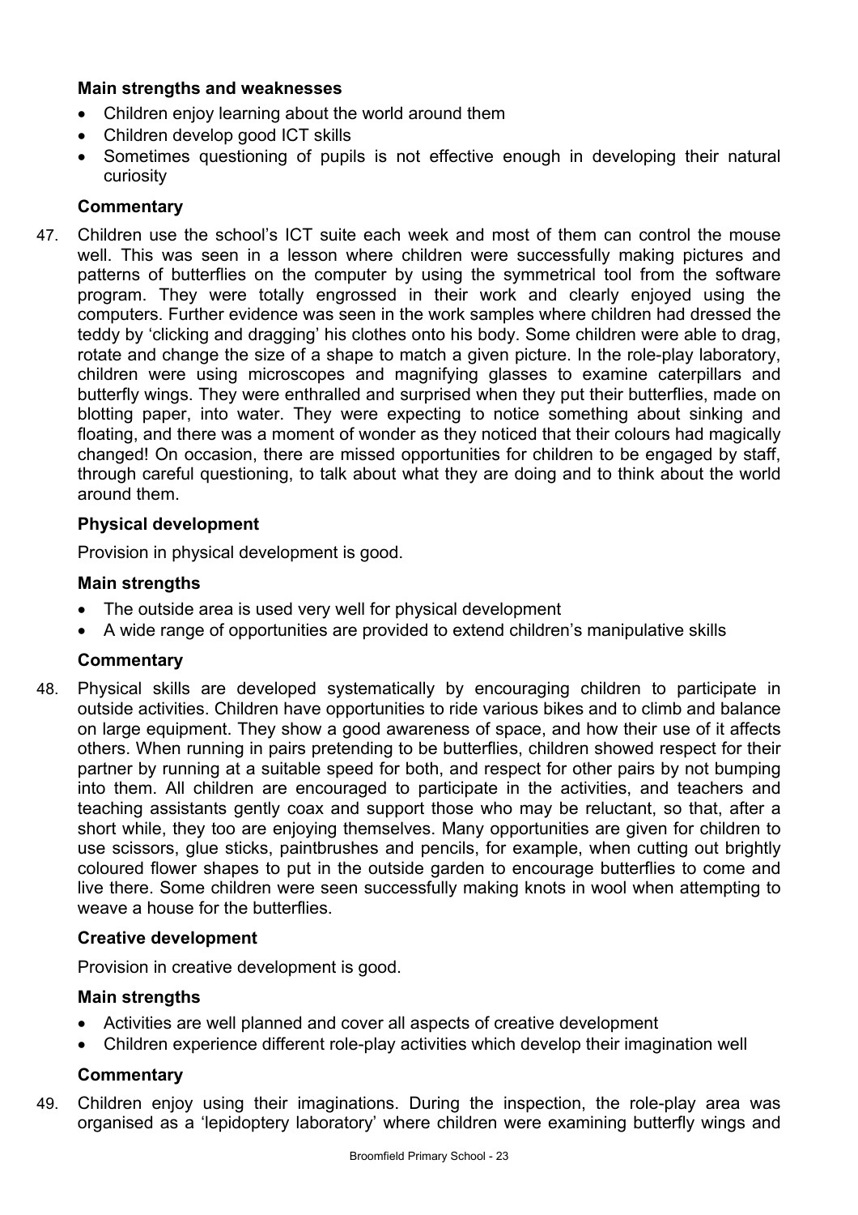**Main strengths and weaknesses**

- Children enjoy learning about the world around them
- Children develop good ICT skills
- Sometimes questioning of pupils is not effective enough in developing their natural curiosity

**Commentary**

47. Children use the school's ICT suite each week and most of them can control the mouse well. This was seen in a lesson where children were successfully making pictures and patterns of butterflies on the computer by using the symmetrical tool from the software program. They were totally engrossed in their work and clearly enjoyed using the computers. Further evidence was seen in the work samples where children had dressed the teddy by 'clicking and dragging' his clothes onto his body. Some children were able to drag, rotate and change the size of a shape to match a given picture. In the role-play laboratory, children were using microscopes and magnifying glasses to examine caterpillars and butterfly wings. They were enthralled and surprised when they put their butterflies, made on blotting paper, into water. They were expecting to notice something about sinking and floating, and there was a moment of wonder as they noticed that their colours had magically changed! On occasion, there are missed opportunities for children to be engaged by staff, through careful questioning, to talk about what they are doing and to think about the world around them.

**Physical development**

Provision in physical development is good.

**Main strengths**

- The outside area is used very well for physical development
- A wide range of opportunities are provided to extend children's manipulative skills

**Commentary**

48. Physical skills are developed systematically by encouraging children to participate in outside activities. Children have opportunities to ride various bikes and to climb and balance on large equipment. They show a good awareness of space, and how their use of it affects others. When running in pairs pretending to be butterflies, children showed respect for their partner by running at a suitable speed for both, and respect for other pairs by not bumping into them. All children are encouraged to participate in the activities, and teachers and teaching assistants gently coax and support those who may be reluctant, so that, after a short while, they too are enjoying themselves. Many opportunities are given for children to use scissors, glue sticks, paintbrushes and pencils, for example, when cutting out brightly coloured flower shapes to put in the outside garden to encourage butterflies to come and live there. Some children were seen successfully making knots in wool when attempting to weave a house for the butterflies.

**Creative development**

Provision in creative development is good.

**Main strengths**

- Activities are well planned and cover all aspects of creative development
- Children experience different role-play activities which develop their imagination well

**Commentary**

49. Children enjoy using their imaginations. During the inspection, the role-play area was organised as a 'lepidoptery laboratory' where children were examining butterfly wings and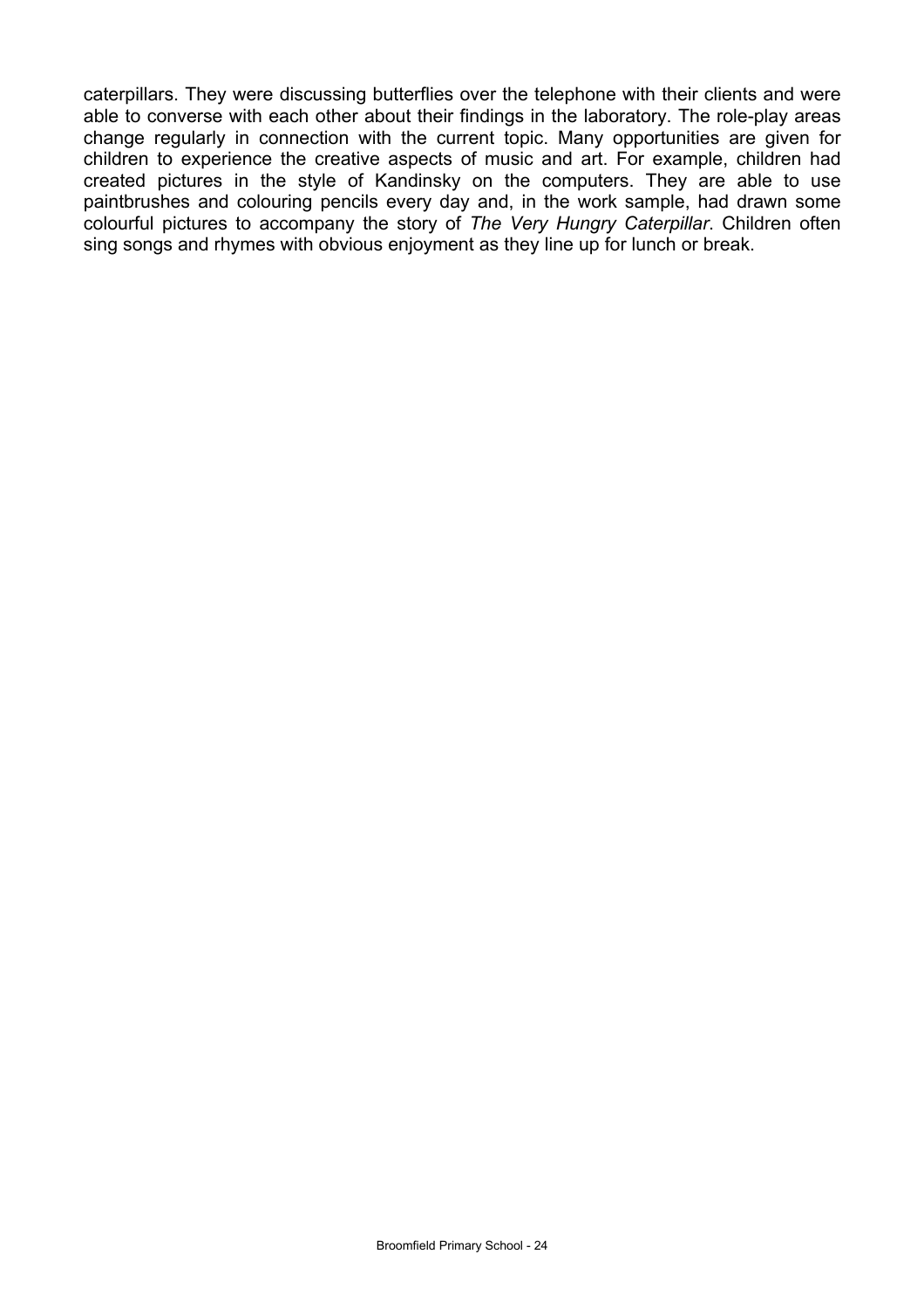caterpillars. They were discussing butterflies over the telephone with their clients and were able to converse with each other about their findings in the laboratory. The role-play areas change regularly in connection with the current topic. Many opportunities are given for children to experience the creative aspects of music and art. For example, children had created pictures in the style of Kandinsky on the computers. They are able to use paintbrushes and colouring pencils every day and, in the work sample, had drawn some colourful pictures to accompany the story of *The Very Hungry Caterpillar*. Children often sing songs and rhymes with obvious enjoyment as they line up for lunch or break.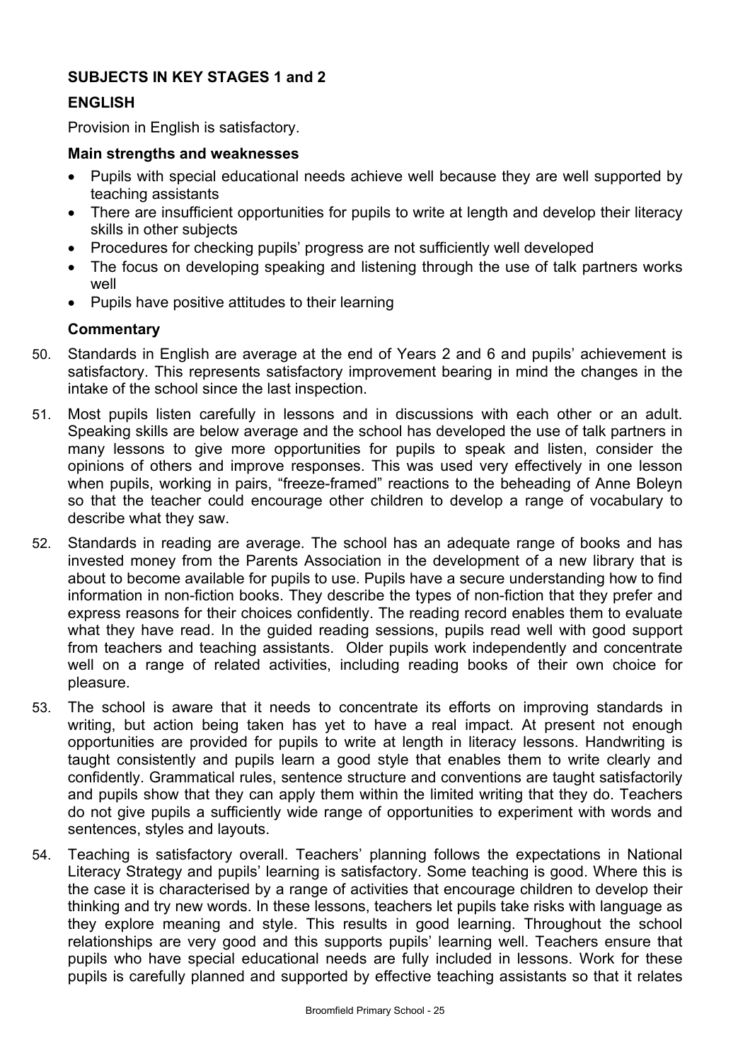## SUBJECTS IN KEY STAGES 1 and 2

### ENGLISH

Provision in English is satisfactory.

#### Main strengths and weaknesses

- Pupils with special educational needs achieve well because they are well supported by teaching assistants
- There are insufficient opportunities for pupils to write at length and develop their literacy skills in other subjects
- Procedures for checking pupils' progress are not sufficiently well developed
- The focus on developing speaking and listening through the use of talk partners works well
- Pupils have positive attitudes to their learning

#### Commentary

50. Standards in English are average at the end of Years 2 and 6 and pupils' achievement is satisfactory. This represents satisfactory improvement bearing in mind the changes in the intake of the school since the last inspection.

51. Most pupils listen carefully in lessons and in discussions with each other or an adult. Speaking skills are below average and the school has developed the use of talk partners in many lessons to give more opportunities for pupils to speak and listen, consider the opinions of others and improve responses. This was used very effectively in one lesson when pupils, working in pairs, "freeze-framed" reactions to the beheading of Anne Boleyn so that the teacher could encourage other children to develop a range of vocabulary to describe what they saw.

52. Standards in reading are average. The school has an adequate range of books and has invested money from the Parents Association in the development of a new library that is about to become available for pupils to use. Pupils have a secure understanding how to find information in non-fiction books. They describe the types of non-fiction that they prefer and express reasons for their choices confidently. The reading record enables them to evaluate what they have read. In the guided reading sessions, pupils read well with good support from teachers and teaching assistants. Older pupils work independently and concentrate well on a range of related activities, including reading books of their own choice for pleasure.

53. The school is aware that it needs to concentrate its efforts on improving standards in writing, but action being taken has yet to have a real impact. At present not enough opportunities are provided for pupils to write at length in literacy lessons. Handwriting is taught consistently and pupils learn a good style that enables them to write clearly and confidently. Grammatical rules, sentence structure and conventions are taught satisfactorily and pupils show that they can apply them within the limited writing that they do. Teachers do not give pupils a sufficiently wide range of opportunities to experiment with words and sentences, styles and layouts.

54. Teaching is satisfactory overall. Teachers' planning follows the expectations in National Literacy Strategy and pupils' learning is satisfactory. Some teaching is good. Where this is the case it is characterised by a range of activities that encourage children to develop their thinking and try new words. In these lessons, teachers let pupils take risks with language as they explore meaning and style. This results in good learning. Throughout the school relationships are very good and this supports pupils' learning well. Teachers ensure that pupils who have special educational needs are fully included in lessons. Work for these pupils is carefully planned and supported by effective teaching assistants so that it relates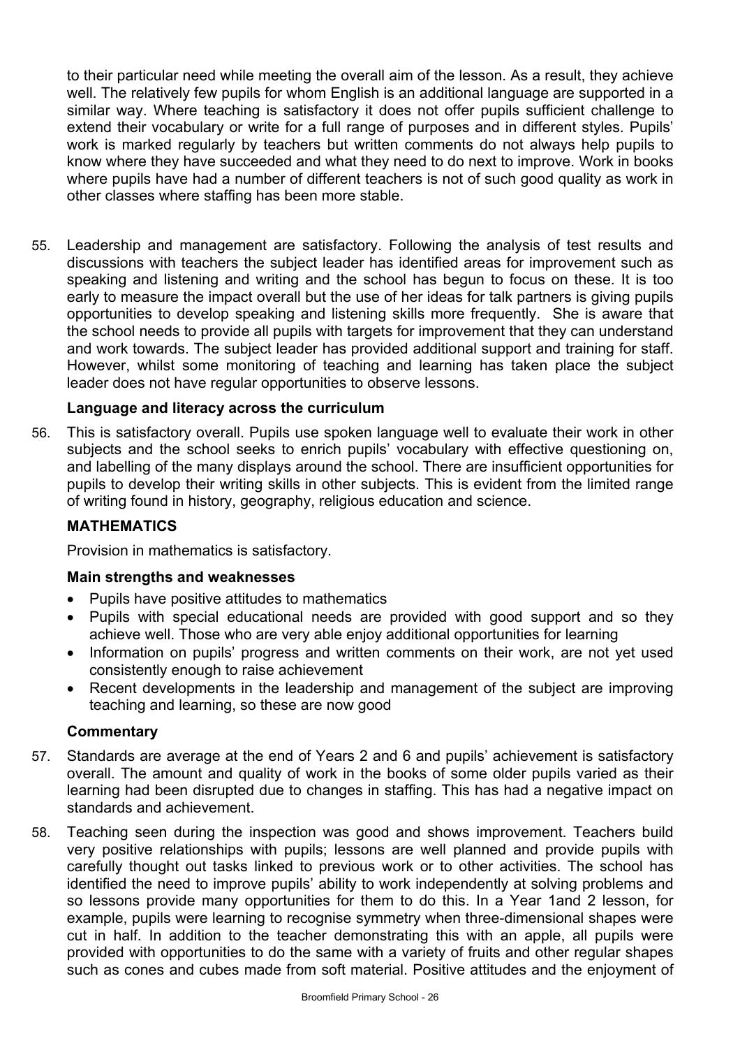to their particular need while meeting the overall aim of the lesson. As a result, they achieve well. The relatively few pupils for whom English is an additional language are supported in a similar way. Where teaching is satisfactory it does not offer pupils sufficient challenge to extend their vocabulary or write for a full range of purposes and in different styles. Pupils' work is marked regularly by teachers but written comments do not always help pupils to know where they have succeeded and what they need to do next to improve. Work in books where pupils have had a number of different teachers is not of such good quality as work in other classes where staffing has been more stable.

55. Leadership and management are satisfactory. Following the analysis of test results and discussions with teachers the subject leader has identified areas for improvement such as speaking and listening and writing and the school has begun to focus on these. It is too early to measure the impact overall but the use of her ideas for talk partners is giving pupils opportunities to develop speaking and listening skills more frequently. She is aware that the school needs to provide all pupils with targets for improvement that they can understand and work towards. The subject leader has provided additional support and training for staff. However, whilst some monitoring of teaching and learning has taken place the subject leader does not have regular opportunities to observe lessons.

**Language and literacy across the curriculum**

56. This is satisfactory overall. Pupils use spoken language well to evaluate their work in other subjects and the school seeks to enrich pupils' vocabulary with effective questioning on, and labelling of the many displays around the school. There are insufficient opportunities for pupils to develop their writing skills in other subjects. This is evident from the limited range of writing found in history, geography, religious education and science.

## MATHEMATICS

Provision in mathematics is satisfactory.

**Main strengths and weaknesses**

- Pupils have positive attitudes to mathematics
- Pupils with special educational needs are provided with good support and so they achieve well. Those who are very able enjoy additional opportunities for learning
- Information on pupils' progress and written comments on their work, are not yet used consistently enough to raise achievement
- Recent developments in the leadership and management of the subject are improving teaching and learning, so these are now good

**Commentary**

57. Standards are average at the end of Years 2 and 6 and pupils' achievement is satisfactory overall. The amount and quality of work in the books of some older pupils varied as their learning had been disrupted due to changes in staffing. This has had a negative impact on standards and achievement.

58. Teaching seen during the inspection was good and shows improvement. Teachers build very positive relationships with pupils; lessons are well planned and provide pupils with carefully thought out tasks linked to previous work or to other activities. The school has identified the need to improve pupils' ability to work independently at solving problems and so lessons provide many opportunities for them to do this. In a Year 1and 2 lesson, for example, pupils were learning to recognise symmetry when three-dimensional shapes were cut in half. In addition to the teacher demonstrating this with an apple, all pupils were provided with opportunities to do the same with a variety of fruits and other regular shapes such as cones and cubes made from soft material. Positive attitudes and the enjoyment of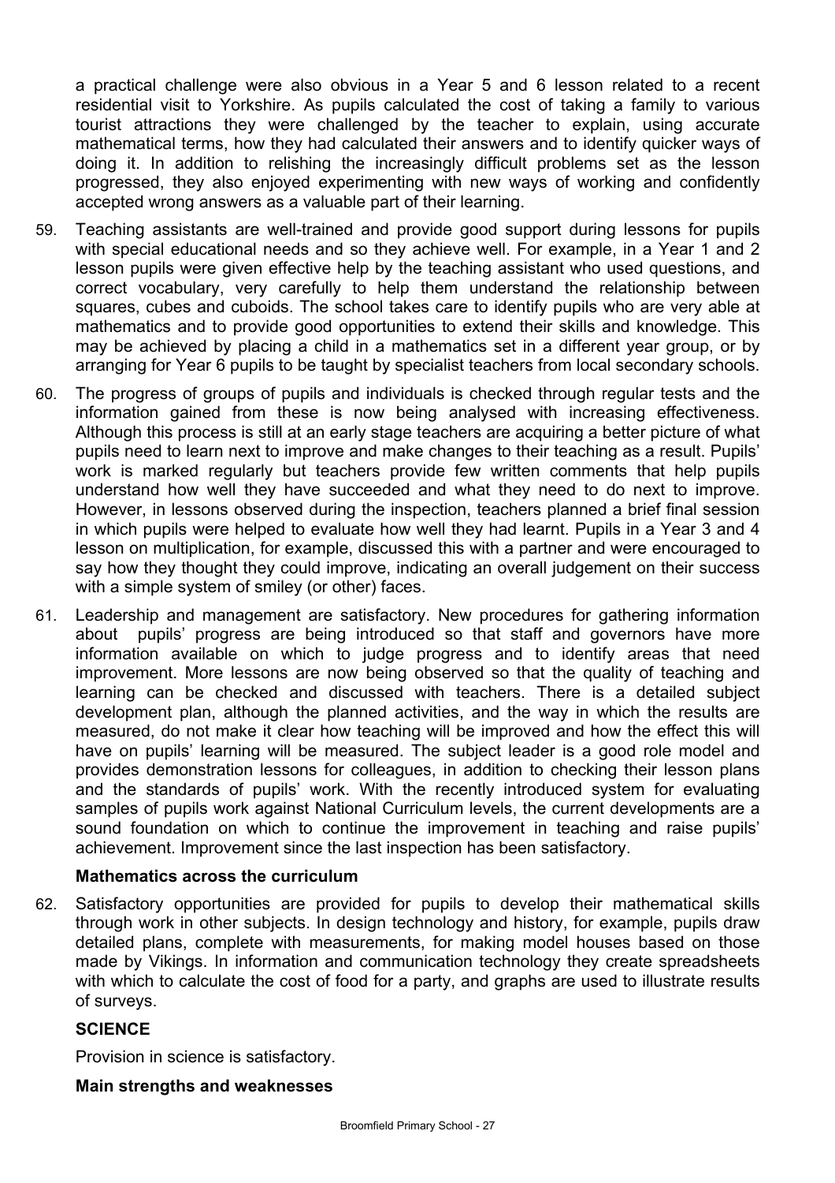a practical challenge were also obvious in a Year 5 and 6 lesson related to a recent residential visit to Yorkshire. As pupils calculated the cost of taking a family to various tourist attractions they were challenged by the teacher to explain, using accurate mathematical terms, how they had calculated their answers and to identify quicker ways of doing it. In addition to relishing the increasingly difficult problems set as the lesson progressed, they also enjoyed experimenting with new ways of working and confidently accepted wrong answers as a valuable part of their learning.

59. Teaching assistants are well-trained and provide good support during lessons for pupils with special educational needs and so they achieve well. For example, in a Year 1 and 2 lesson pupils were given effective help by the teaching assistant who used questions, and correct vocabulary, very carefully to help them understand the relationship between squares, cubes and cuboids. The school takes care to identify pupils who are very able at mathematics and to provide good opportunities to extend their skills and knowledge. This may be achieved by placing a child in a mathematics set in a different year group, or by arranging for Year 6 pupils to be taught by specialist teachers from local secondary schools.

60. The progress of groups of pupils and individuals is checked through regular tests and the information gained from these is now being analysed with increasing effectiveness. Although this process is still at an early stage teachers are acquiring a better picture of what pupils need to learn next to improve and make changes to their teaching as a result. Pupils' work is marked regularly but teachers provide few written comments that help pupils understand how well they have succeeded and what they need to do next to improve. However, in lessons observed during the inspection, teachers planned a brief final session in which pupils were helped to evaluate how well they had learnt. Pupils in a Year 3 and 4 lesson on multiplication, for example, discussed this with a partner and were encouraged to say how they thought they could improve, indicating an overall judgement on their success with a simple system of smiley (or other) faces.

61. Leadership and management are satisfactory. New procedures for gathering information about pupils' progress are being introduced so that staff and governors have more information available on which to judge progress and to identify areas that need improvement. More lessons are now being observed so that the quality of teaching and learning can be checked and discussed with teachers. There is a detailed subject development plan, although the planned activities, and the way in which the results are measured, do not make it clear how teaching will be improved and how the effect this will have on pupils' learning will be measured. The subject leader is a good role model and provides demonstration lessons for colleagues, in addition to checking their lesson plans and the standards of pupils' work. With the recently introduced system for evaluating samples of pupils work against National Curriculum levels, the current developments are a sound foundation on which to continue the improvement in teaching and raise pupils' achievement. Improvement since the last inspection has been satisfactory.

### Mathematics across the curriculum

62. Satisfactory opportunities are provided for pupils to develop their mathematical skills through work in other subjects. In design technology and history, for example, pupils draw detailed plans, complete with measurements, for making model houses based on those made by Vikings. In information and communication technology they create spreadsheets with which to calculate the cost of food for a party, and graphs are used to illustrate results of surveys.

## SCIENCE

Provision in science is satisfactory.

### Main strengths and weaknesses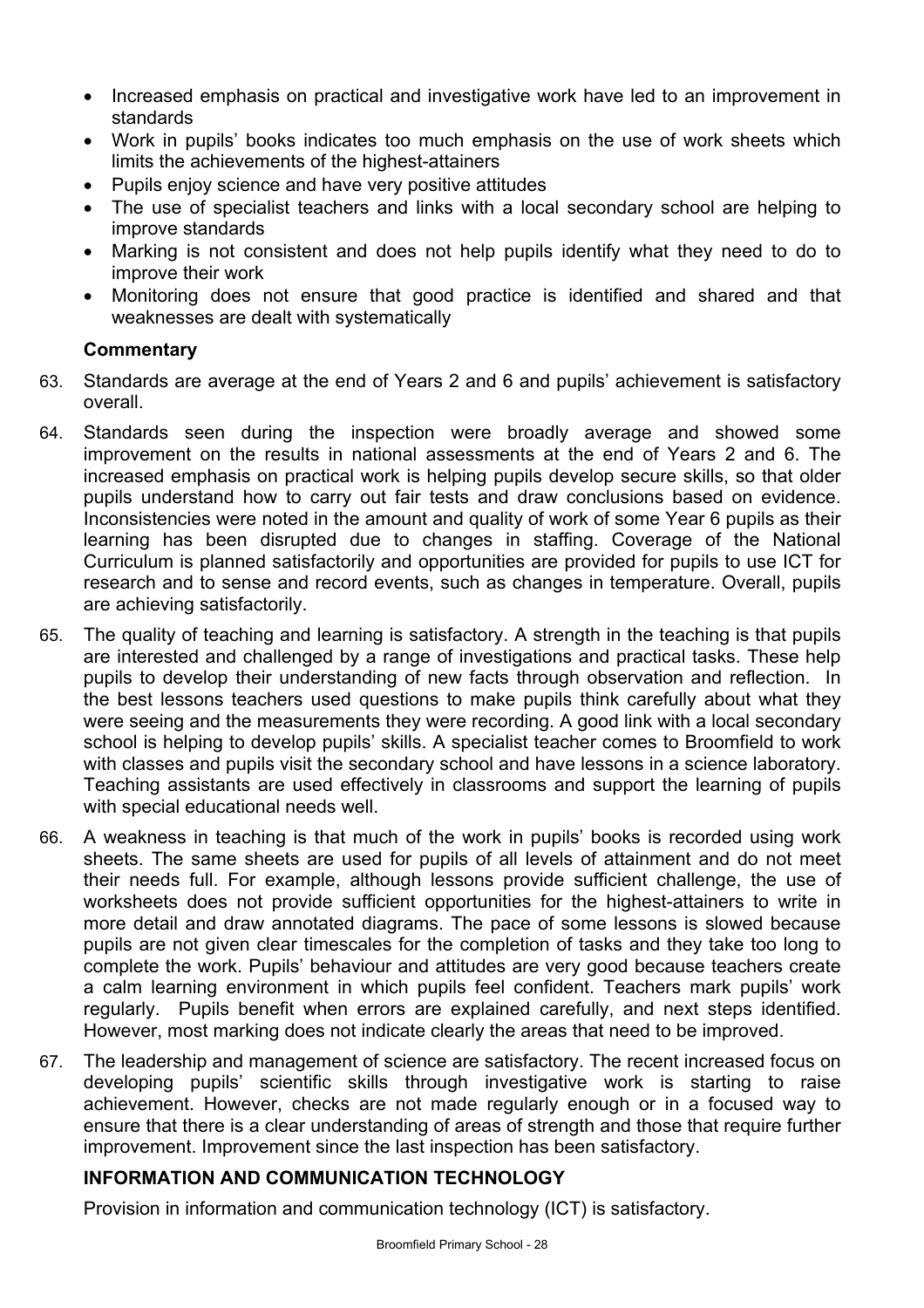- Increased emphasis on practical and investigative work have led to an improvement in standards
- Work in pupils' books indicates too much emphasis on the use of work sheets which limits the achievements of the highest-attainers
- Pupils enjoy science and have very positive attitudes
- The use of specialist teachers and links with a local secondary school are helping to improve standards
- Marking is not consistent and does not help pupils identify what they need to do to improve their work
- Monitoring does not ensure that good practice is identified and shared and that weaknesses are dealt with systematically

**Commentary**

63. Standards are average at the end of Years 2 and 6 and pupils' achievement is satisfactory overall.

64. Standards seen during the inspection were broadly average and showed some improvement on the results in national assessments at the end of Years 2 and 6. The increased emphasis on practical work is helping pupils develop secure skills, so that older pupils understand how to carry out fair tests and draw conclusions based on evidence. Inconsistencies were noted in the amount and quality of work of some Year 6 pupils as their learning has been disrupted due to changes in staffing. Coverage of the National Curriculum is planned satisfactorily and opportunities are provided for pupils to use ICT for research and to sense and record events, such as changes in temperature. Overall, pupils are achieving satisfactorily.

65. The quality of teaching and learning is satisfactory. A strength in the teaching is that pupils are interested and challenged by a range of investigations and practical tasks. These help pupils to develop their understanding of new facts through observation and reflection. In the best lessons teachers used questions to make pupils think carefully about what they were seeing and the measurements they were recording. A good link with a local secondary school is helping to develop pupils' skills. A specialist teacher comes to Broomfield to work with classes and pupils visit the secondary school and have lessons in a science laboratory. Teaching assistants are used effectively in classrooms and support the learning of pupils with special educational needs well.

66. A weakness in teaching is that much of the work in pupils' books is recorded using work sheets. The same sheets are used for pupils of all levels of attainment and do not meet their needs full. For example, although lessons provide sufficient challenge, the use of worksheets does not provide sufficient opportunities for the highest-attainers to write in more detail and draw annotated diagrams. The pace of some lessons is slowed because pupils are not given clear timescales for the completion of tasks and they take too long to complete the work. Pupils' behaviour and attitudes are very good because teachers create a calm learning environment in which pupils feel confident. Teachers mark pupils' work regularly. Pupils benefit when errors are explained carefully, and next steps identified. However, most marking does not indicate clearly the areas that need to be improved.

67. The leadership and management of science are satisfactory. The recent increased focus on developing pupils' scientific skills through investigative work is starting to raise achievement. However, checks are not made regularly enough or in a focused way to ensure that there is a clear understanding of areas of strength and those that require further improvement. Improvement since the last inspection has been satisfactory.

## INFORMATION AND COMMUNICATION TECHNOLOGY

Provision in information and communication technology (ICT) is satisfactory.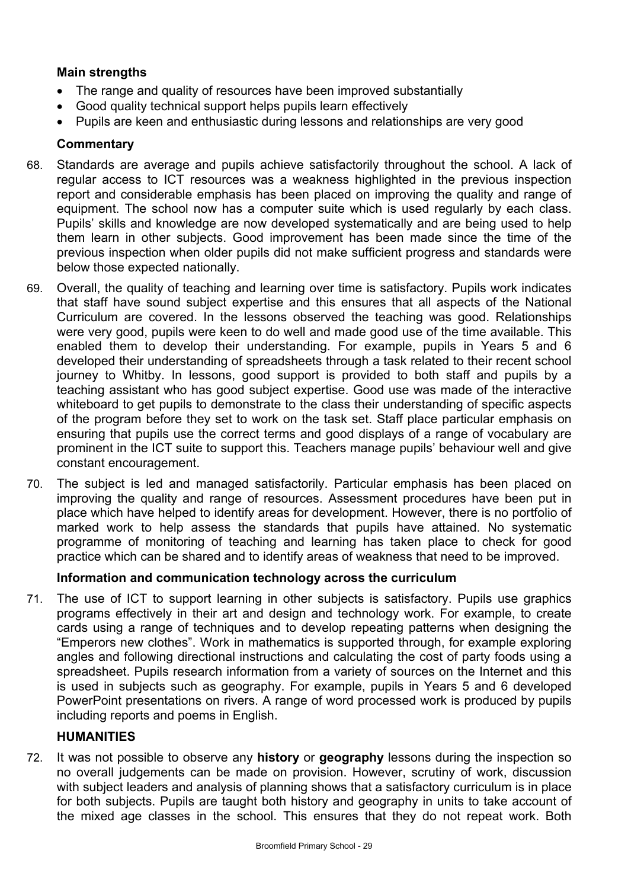**Main strengths**

- The range and quality of resources have been improved substantially
- Good quality technical support helps pupils learn effectively
- Pupils are keen and enthusiastic during lessons and relationships are very good

**Commentary**

68. Standards are average and pupils achieve satisfactorily throughout the school. A lack of regular access to ICT resources was a weakness highlighted in the previous inspection report and considerable emphasis has been placed on improving the quality and range of equipment. The school now has a computer suite which is used regularly by each class. Pupils' skills and knowledge are now developed systematically and are being used to help them learn in other subjects. Good improvement has been made since the time of the previous inspection when older pupils did not make sufficient progress and standards were below those expected nationally.

69. Overall, the quality of teaching and learning over time is satisfactory. Pupils work indicates that staff have sound subject expertise and this ensures that all aspects of the National Curriculum are covered. In the lessons observed the teaching was good. Relationships were very good, pupils were keen to do well and made good use of the time available. This enabled them to develop their understanding. For example, pupils in Years 5 and 6 developed their understanding of spreadsheets through a task related to their recent school journey to Whitby. In lessons, good support is provided to both staff and pupils by a teaching assistant who has good subject expertise. Good use was made of the interactive whiteboard to get pupils to demonstrate to the class their understanding of specific aspects of the program before they set to work on the task set. Staff place particular emphasis on ensuring that pupils use the correct terms and good displays of a range of vocabulary are prominent in the ICT suite to support this. Teachers manage pupils' behaviour well and give constant encouragement.

70. The subject is led and managed satisfactorily. Particular emphasis has been placed on improving the quality and range of resources. Assessment procedures have been put in place which have helped to identify areas for development. However, there is no portfolio of marked work to help assess the standards that pupils have attained. No systematic programme of monitoring of teaching and learning has taken place to check for good practice which can be shared and to identify areas of weakness that need to be improved.

**Information and communication technology across the curriculum**

71. The use of ICT to support learning in other subjects is satisfactory. Pupils use graphics programs effectively in their art and design and technology work. For example, to create cards using a range of techniques and to develop repeating patterns when designing the "Emperors new clothes". Work in mathematics is supported through, for example exploring angles and following directional instructions and calculating the cost of party foods using a spreadsheet. Pupils research information from a variety of sources on the Internet and this is used in subjects such as geography. For example, pupils in Years 5 and 6 developed PowerPoint presentations on rivers. A range of word processed work is produced by pupils including reports and poems in English.

**HUMANITIES**

72. It was not possible to observe any **history** or **geography** lessons during the inspection so no overall judgements can be made on provision. However, scrutiny of work, discussion with subject leaders and analysis of planning shows that a satisfactory curriculum is in place for both subjects. Pupils are taught both history and geography in units to take account of the mixed age classes in the school. This ensures that they do not repeat work. Both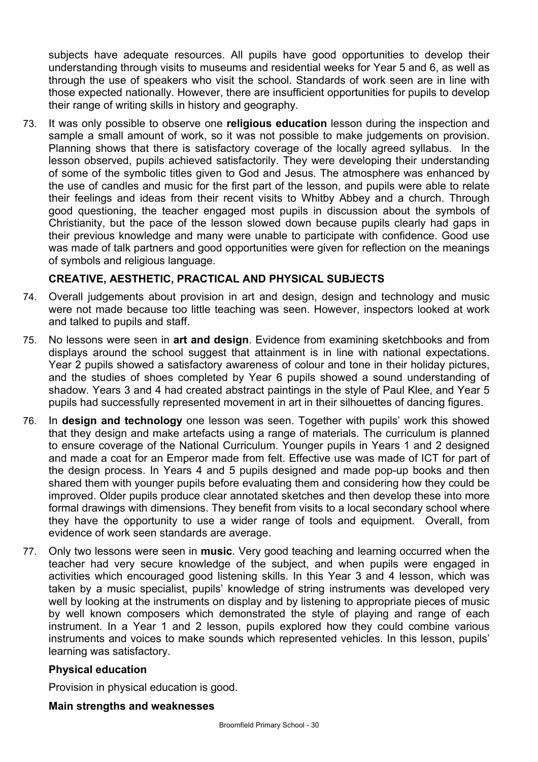subjects have adequate resources. All pupils have good opportunities to develop their understanding through visits to museums and residential weeks for Year 5 and 6, as well as through the use of speakers who visit the school. Standards of work seen are in line with those expected nationally. However, there are insufficient opportunities for pupils to develop their range of writing skills in history and geography.

73. It was only possible to observe one **religious education** lesson during the inspection and sample a small amount of work, so it was not possible to make judgements on provision. Planning shows that there is satisfactory coverage of the locally agreed syllabus. In the lesson observed, pupils achieved satisfactorily. They were developing their understanding of some of the symbolic titles given to God and Jesus. The atmosphere was enhanced by the use of candles and music for the first part of the lesson, and pupils were able to relate their feelings and ideas from their recent visits to Whitby Abbey and a church. Through good questioning, the teacher engaged most pupils in discussion about the symbols of Christianity, but the pace of the lesson slowed down because pupils clearly had gaps in their previous knowledge and many were unable to participate with confidence. Good use was made of talk partners and good opportunities were given for reflection on the meanings of symbols and religious language.

## CREATIVE, AESTHETIC, PRACTICAL AND PHYSICAL SUBJECTS

74. Overall judgements about provision in art and design, design and technology and music were not made because too little teaching was seen. However, inspectors looked at work and talked to pupils and staff.

75. No lessons were seen in **art and design**. Evidence from examining sketchbooks and from displays around the school suggest that attainment is in line with national expectations. Year 2 pupils showed a satisfactory awareness of colour and tone in their holiday pictures, and the studies of shoes completed by Year 6 pupils showed a sound understanding of shadow. Years 3 and 4 had created abstract paintings in the style of Paul Klee, and Year 5 pupils had successfully represented movement in art in their silhouettes of dancing figures.

76. In **design and technology** one lesson was seen. Together with pupils' work this showed that they design and make artefacts using a range of materials. The curriculum is planned to ensure coverage of the National Curriculum. Younger pupils in Years 1 and 2 designed and made a coat for an Emperor made from felt. Effective use was made of ICT for part of the design process. In Years 4 and 5 pupils designed and made pop-up books and then shared them with younger pupils before evaluating them and considering how they could be improved. Older pupils produce clear annotated sketches and then develop these into more formal drawings with dimensions. They benefit from visits to a local secondary school where they have the opportunity to use a wider range of tools and equipment. Overall, from evidence of work seen standards are average.

77. Only two lessons were seen in **music**. Very good teaching and learning occurred when the teacher had very secure knowledge of the subject, and when pupils were engaged in activities which encouraged good listening skills. In this Year 3 and 4 lesson, which was taken by a music specialist, pupils' knowledge of string instruments was developed very well by looking at the instruments on display and by listening to appropriate pieces of music by well known composers which demonstrated the style of playing and range of each instrument. In a Year 1 and 2 lesson, pupils explored how they could combine various instruments and voices to make sounds which represented vehicles. In this lesson, pupils' learning was satisfactory.

### Physical education

Provision in physical education is good.

#### Main strengths and weaknesses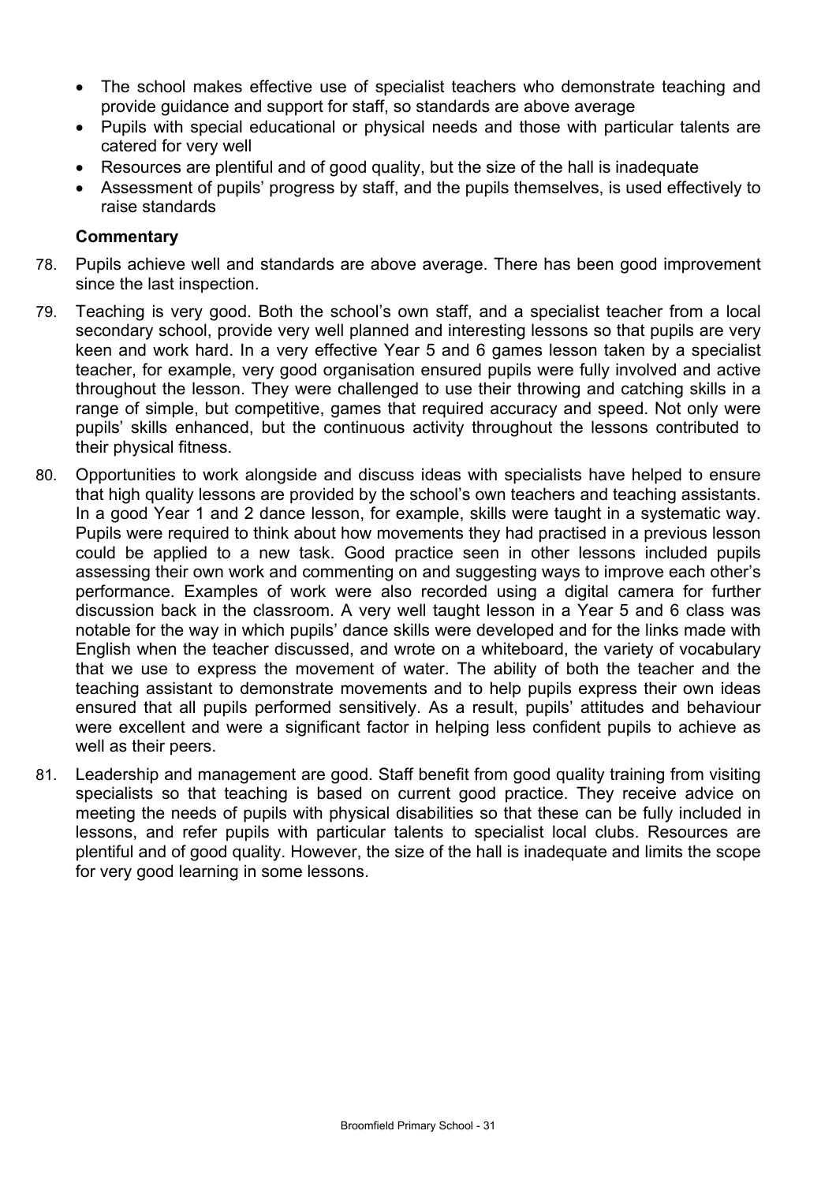- The school makes effective use of specialist teachers who demonstrate teaching and provide guidance and support for staff, so standards are above average
- Pupils with special educational or physical needs and those with particular talents are catered for very well
- Resources are plentiful and of good quality, but the size of the hall is inadequate
- Assessment of pupils' progress by staff, and the pupils themselves, is used effectively to raise standards

**Commentary**

78. Pupils achieve well and standards are above average. There has been good improvement since the last inspection.

79. Teaching is very good. Both the school's own staff, and a specialist teacher from a local secondary school, provide very well planned and interesting lessons so that pupils are very keen and work hard. In a very effective Year 5 and 6 games lesson taken by a specialist teacher, for example, very good organisation ensured pupils were fully involved and active throughout the lesson. They were challenged to use their throwing and catching skills in a range of simple, but competitive, games that required accuracy and speed. Not only were pupils' skills enhanced, but the continuous activity throughout the lessons contributed to their physical fitness.

80. Opportunities to work alongside and discuss ideas with specialists have helped to ensure that high quality lessons are provided by the school's own teachers and teaching assistants. In a good Year 1 and 2 dance lesson, for example, skills were taught in a systematic way. Pupils were required to think about how movements they had practised in a previous lesson could be applied to a new task. Good practice seen in other lessons included pupils assessing their own work and commenting on and suggesting ways to improve each other's performance. Examples of work were also recorded using a digital camera for further discussion back in the classroom. A very well taught lesson in a Year 5 and 6 class was notable for the way in which pupils' dance skills were developed and for the links made with English when the teacher discussed, and wrote on a whiteboard, the variety of vocabulary that we use to express the movement of water. The ability of both the teacher and the teaching assistant to demonstrate movements and to help pupils express their own ideas ensured that all pupils performed sensitively. As a result, pupils' attitudes and behaviour were excellent and were a significant factor in helping less confident pupils to achieve as well as their peers.

81. Leadership and management are good. Staff benefit from good quality training from visiting specialists so that teaching is based on current good practice. They receive advice on meeting the needs of pupils with physical disabilities so that these can be fully included in lessons, and refer pupils with particular talents to specialist local clubs. Resources are plentiful and of good quality. However, the size of the hall is inadequate and limits the scope for very good learning in some lessons.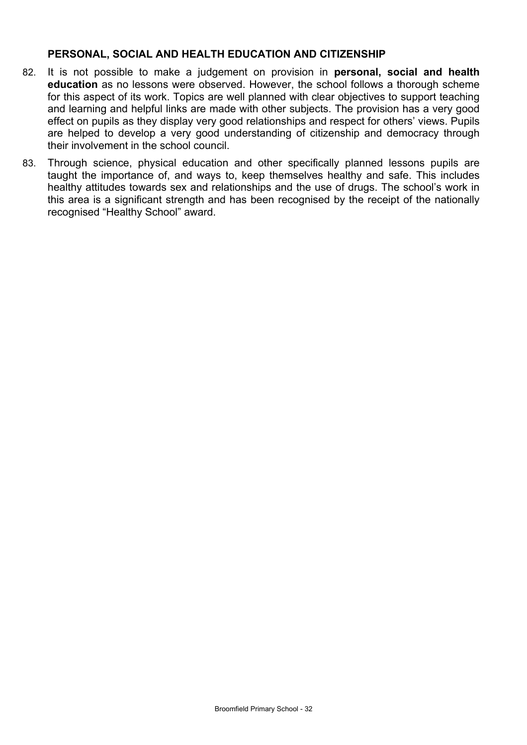### PERSONAL, SOCIAL AND HEALTH EDUCATION AND CITIZENSHIP

82. It is not possible to make a judgement on provision in **personal, social and health education** as no lessons were observed. However, the school follows a thorough scheme for this aspect of its work. Topics are well planned with clear objectives to support teaching and learning and helpful links are made with other subjects. The provision has a very good effect on pupils as they display very good relationships and respect for others' views. Pupils are helped to develop a very good understanding of citizenship and democracy through their involvement in the school council.

83. Through science, physical education and other specifically planned lessons pupils are taught the importance of, and ways to, keep themselves healthy and safe. This includes healthy attitudes towards sex and relationships and the use of drugs. The school's work in this area is a significant strength and has been recognised by the receipt of the nationally recognised "Healthy School" award.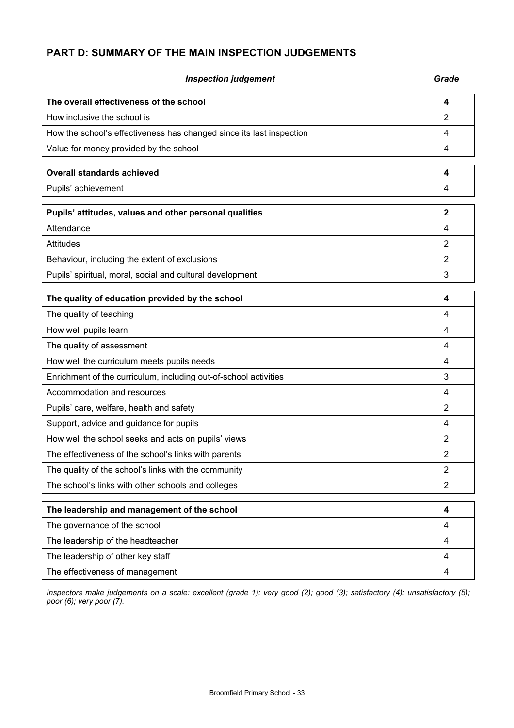## PART D: SUMMARY OF THE MAIN INSPECTION JUDGEMENTS

| *Inspection judgement* | *Grade* |
|---|---|
| **The overall effectiveness of the school** | **4** |
| How inclusive the school is | 2 |
| How the school's effectiveness has changed since its last inspection | 4 |
| Value for money provided by the school | 4 |
| **Overall standards achieved** | **4** |
| Pupils' achievement | 4 |
| **Pupils' attitudes, values and other personal qualities** | **2** |
| Attendance | 4 |
| Attitudes | 2 |
| Behaviour, including the extent of exclusions | 2 |
| Pupils' spiritual, moral, social and cultural development | 3 |
| **The quality of education provided by the school** | **4** |
| The quality of teaching | 4 |
| How well pupils learn | 4 |
| The quality of assessment | 4 |
| How well the curriculum meets pupils needs | 4 |
| Enrichment of the curriculum, including out-of-school activities | 3 |
| Accommodation and resources | 4 |
| Pupils' care, welfare, health and safety | 2 |
| Support, advice and guidance for pupils | 4 |
| How well the school seeks and acts on pupils' views | 2 |
| The effectiveness of the school's links with parents | 2 |
| The quality of the school's links with the community | 2 |
| The school's links with other schools and colleges | 2 |
| **The leadership and management of the school** | **4** |
| The governance of the school | 4 |
| The leadership of the headteacher | 4 |
| The leadership of other key staff | 4 |
| The effectiveness of management | 4 |

*Inspectors make judgements on a scale: excellent (grade 1); very good (2); good (3); satisfactory (4); unsatisfactory (5); poor (6); very poor (7).*